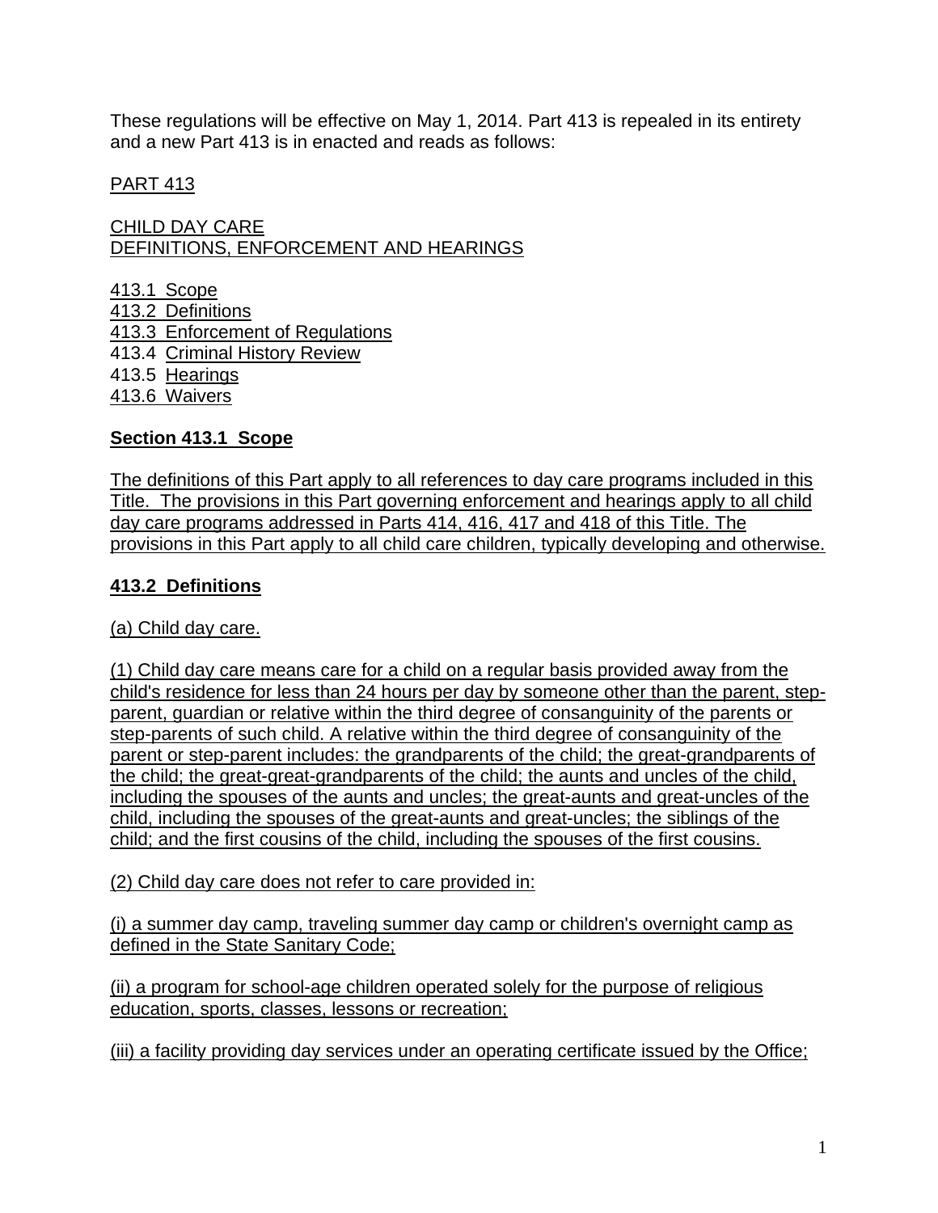These regulations will be effective on May 1, 2014. Part 413 is repealed in its entirety and a new Part 413 is in enacted and reads as follows:

PART 413

CHILD DAY CARE
DEFINITIONS, ENFORCEMENT AND HEARINGS

413.1 Scope
413.2 Definitions
413.3 Enforcement of Regulations
413.4 Criminal History Review
413.5 Hearings
413.6 Waivers

**Section 413.1 Scope**

The definitions of this Part apply to all references to day care programs included in this Title. The provisions in this Part governing enforcement and hearings apply to all child day care programs addressed in Parts 414, 416, 417 and 418 of this Title. The provisions in this Part apply to all child care children, typically developing and otherwise.

**413.2 Definitions**

(a) Child day care.

(1) Child day care means care for a child on a regular basis provided away from the child's residence for less than 24 hours per day by someone other than the parent, step-parent, guardian or relative within the third degree of consanguinity of the parents or step-parents of such child. A relative within the third degree of consanguinity of the parent or step-parent includes: the grandparents of the child; the great-grandparents of the child; the great-great-grandparents of the child; the aunts and uncles of the child, including the spouses of the aunts and uncles; the great-aunts and great-uncles of the child, including the spouses of the great-aunts and great-uncles; the siblings of the child; and the first cousins of the child, including the spouses of the first cousins.

(2) Child day care does not refer to care provided in:

(i) a summer day camp, traveling summer day camp or children's overnight camp as defined in the State Sanitary Code;

(ii) a program for school-age children operated solely for the purpose of religious education, sports, classes, lessons or recreation;

(iii) a facility providing day services under an operating certificate issued by the Office;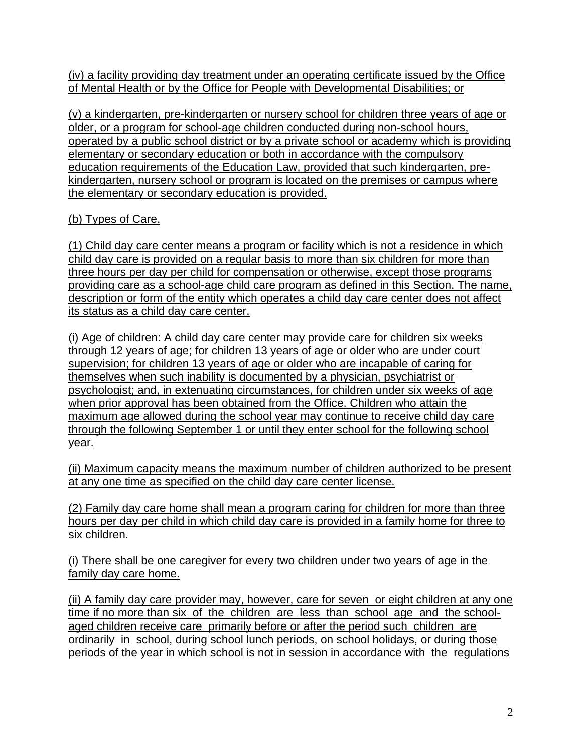(iv) a facility providing day treatment under an operating certificate issued by the Office of Mental Health or by the Office for People with Developmental Disabilities; or

(v) a kindergarten, pre-kindergarten or nursery school for children three years of age or older, or a program for school-age children conducted during non-school hours, operated by a public school district or by a private school or academy which is providing elementary or secondary education or both in accordance with the compulsory education requirements of the Education Law, provided that such kindergarten, pre-kindergarten, nursery school or program is located on the premises or campus where the elementary or secondary education is provided.

(b) Types of Care.

(1) Child day care center means a program or facility which is not a residence in which child day care is provided on a regular basis to more than six children for more than three hours per day per child for compensation or otherwise, except those programs providing care as a school-age child care program as defined in this Section. The name, description or form of the entity which operates a child day care center does not affect its status as a child day care center.

(i) Age of children: A child day care center may provide care for children six weeks through 12 years of age; for children 13 years of age or older who are under court supervision; for children 13 years of age or older who are incapable of caring for themselves when such inability is documented by a physician, psychiatrist or psychologist; and, in extenuating circumstances, for children under six weeks of age when prior approval has been obtained from the Office. Children who attain the maximum age allowed during the school year may continue to receive child day care through the following September 1 or until they enter school for the following school year.

(ii) Maximum capacity means the maximum number of children authorized to be present at any one time as specified on the child day care center license.

(2) Family day care home shall mean a program caring for children for more than three hours per day per child in which child day care is provided in a family home for three to six children.

(i) There shall be one caregiver for every two children under two years of age in the family day care home.

(ii) A family day care provider may, however, care for seven or eight children at any one time if no more than six of the children are less than school age and the school-aged children receive care primarily before or after the period such children are ordinarily in school, during school lunch periods, on school holidays, or during those periods of the year in which school is not in session in accordance with the regulations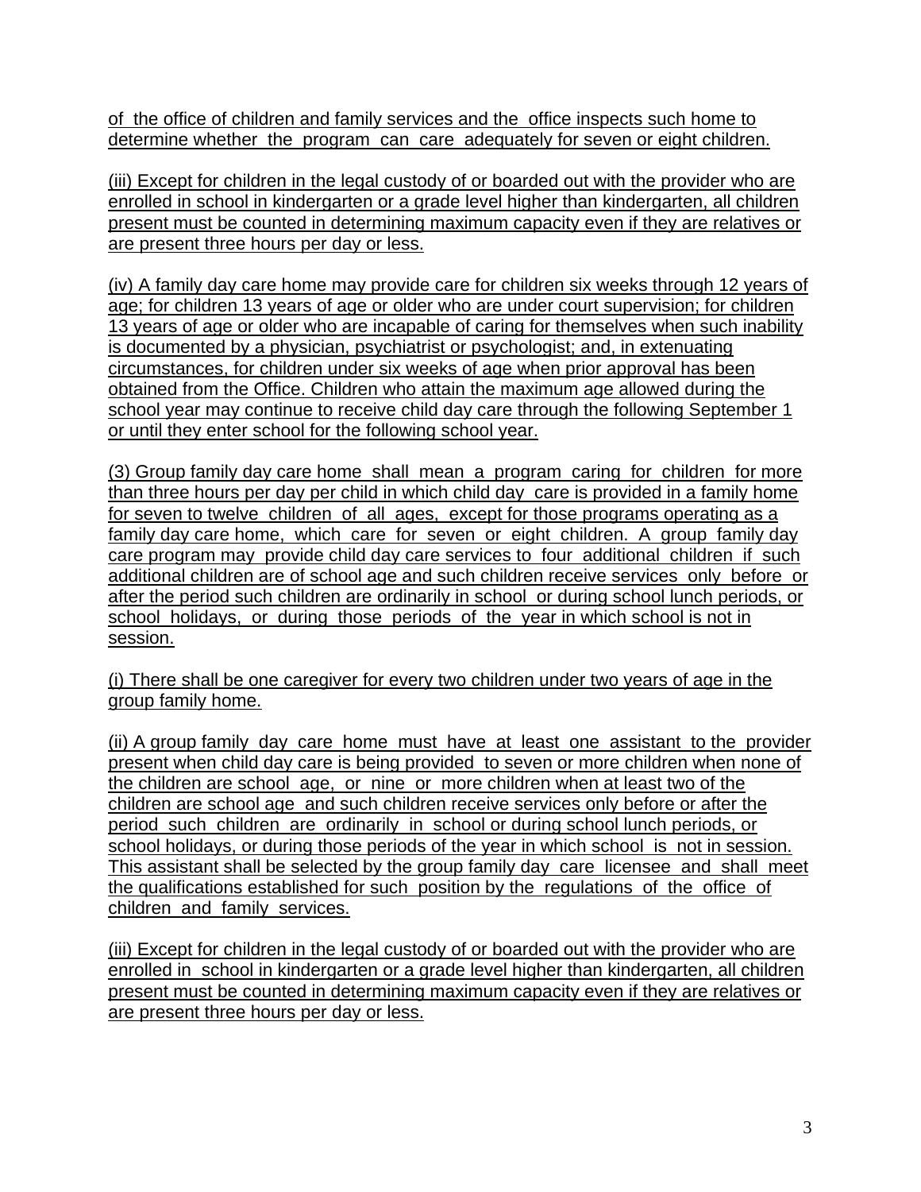of the office of children and family services and the office inspects such home to determine whether the program can care adequately for seven or eight children.

(iii) Except for children in the legal custody of or boarded out with the provider who are enrolled in school in kindergarten or a grade level higher than kindergarten, all children present must be counted in determining maximum capacity even if they are relatives or are present three hours per day or less.

(iv) A family day care home may provide care for children six weeks through 12 years of age; for children 13 years of age or older who are under court supervision; for children 13 years of age or older who are incapable of caring for themselves when such inability is documented by a physician, psychiatrist or psychologist; and, in extenuating circumstances, for children under six weeks of age when prior approval has been obtained from the Office. Children who attain the maximum age allowed during the school year may continue to receive child day care through the following September 1 or until they enter school for the following school year.

(3) Group family day care home shall mean a program caring for children for more than three hours per day per child in which child day care is provided in a family home for seven to twelve children of all ages, except for those programs operating as a family day care home, which care for seven or eight children. A group family day care program may provide child day care services to four additional children if such additional children are of school age and such children receive services only before or after the period such children are ordinarily in school or during school lunch periods, or school holidays, or during those periods of the year in which school is not in session.

(i) There shall be one caregiver for every two children under two years of age in the group family home.

(ii) A group family day care home must have at least one assistant to the provider present when child day care is being provided to seven or more children when none of the children are school age, or nine or more children when at least two of the children are school age and such children receive services only before or after the period such children are ordinarily in school or during school lunch periods, or school holidays, or during those periods of the year in which school is not in session. This assistant shall be selected by the group family day care licensee and shall meet the qualifications established for such position by the regulations of the office of children and family services.

(iii) Except for children in the legal custody of or boarded out with the provider who are enrolled in school in kindergarten or a grade level higher than kindergarten, all children present must be counted in determining maximum capacity even if they are relatives or are present three hours per day or less.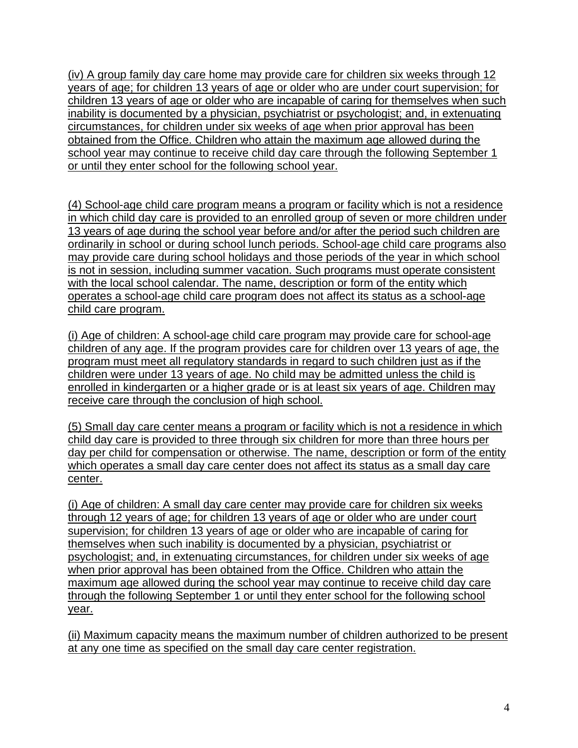(iv) A group family day care home may provide care for children six weeks through 12 years of age; for children 13 years of age or older who are under court supervision; for children 13 years of age or older who are incapable of caring for themselves when such inability is documented by a physician, psychiatrist or psychologist; and, in extenuating circumstances, for children under six weeks of age when prior approval has been obtained from the Office. Children who attain the maximum age allowed during the school year may continue to receive child day care through the following September 1 or until they enter school for the following school year.

(4) School-age child care program means a program or facility which is not a residence in which child day care is provided to an enrolled group of seven or more children under 13 years of age during the school year before and/or after the period such children are ordinarily in school or during school lunch periods. School-age child care programs also may provide care during school holidays and those periods of the year in which school is not in session, including summer vacation. Such programs must operate consistent with the local school calendar. The name, description or form of the entity which operates a school-age child care program does not affect its status as a school-age child care program.

(i) Age of children: A school-age child care program may provide care for school-age children of any age. If the program provides care for children over 13 years of age, the program must meet all regulatory standards in regard to such children just as if the children were under 13 years of age. No child may be admitted unless the child is enrolled in kindergarten or a higher grade or is at least six years of age. Children may receive care through the conclusion of high school.

(5) Small day care center means a program or facility which is not a residence in which child day care is provided to three through six children for more than three hours per day per child for compensation or otherwise. The name, description or form of the entity which operates a small day care center does not affect its status as a small day care center.

(i) Age of children: A small day care center may provide care for children six weeks through 12 years of age; for children 13 years of age or older who are under court supervision; for children 13 years of age or older who are incapable of caring for themselves when such inability is documented by a physician, psychiatrist or psychologist; and, in extenuating circumstances, for children under six weeks of age when prior approval has been obtained from the Office. Children who attain the maximum age allowed during the school year may continue to receive child day care through the following September 1 or until they enter school for the following school year.

(ii) Maximum capacity means the maximum number of children authorized to be present at any one time as specified on the small day care center registration.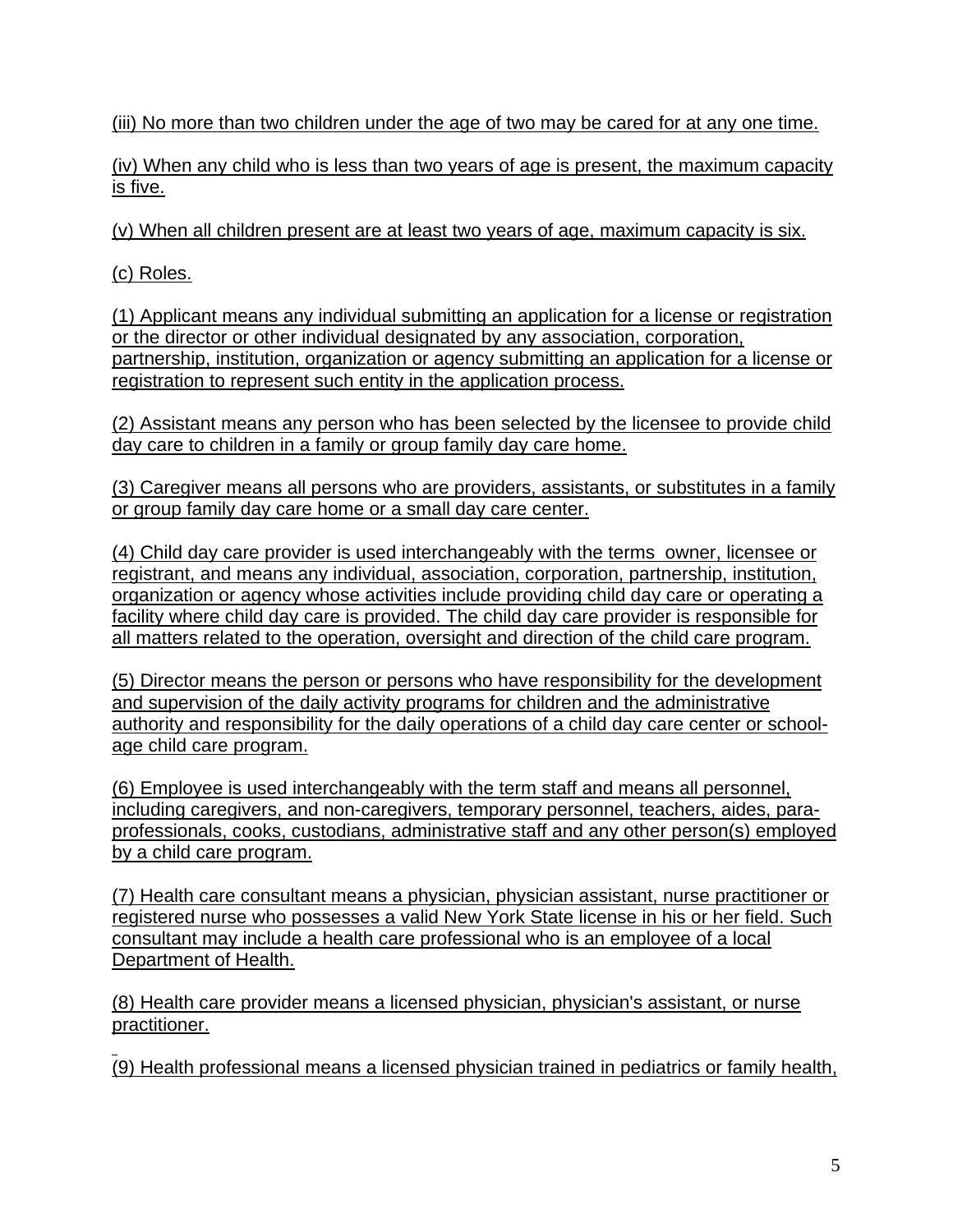(iii) No more than two children under the age of two may be cared for at any one time.

(iv) When any child who is less than two years of age is present, the maximum capacity is five.

(v) When all children present are at least two years of age, maximum capacity is six.

(c) Roles.

(1) Applicant means any individual submitting an application for a license or registration or the director or other individual designated by any association, corporation, partnership, institution, organization or agency submitting an application for a license or registration to represent such entity in the application process.

(2) Assistant means any person who has been selected by the licensee to provide child day care to children in a family or group family day care home.

(3) Caregiver means all persons who are providers, assistants, or substitutes in a family or group family day care home or a small day care center.

(4) Child day care provider is used interchangeably with the terms owner, licensee or registrant, and means any individual, association, corporation, partnership, institution, organization or agency whose activities include providing child day care or operating a facility where child day care is provided. The child day care provider is responsible for all matters related to the operation, oversight and direction of the child care program.

(5) Director means the person or persons who have responsibility for the development and supervision of the daily activity programs for children and the administrative authority and responsibility for the daily operations of a child day care center or school-age child care program.

(6) Employee is used interchangeably with the term staff and means all personnel, including caregivers, and non-caregivers, temporary personnel, teachers, aides, para-professionals, cooks, custodians, administrative staff and any other person(s) employed by a child care program.

(7) Health care consultant means a physician, physician assistant, nurse practitioner or registered nurse who possesses a valid New York State license in his or her field. Such consultant may include a health care professional who is an employee of a local Department of Health.

(8) Health care provider means a licensed physician, physician's assistant, or nurse practitioner.

(9) Health professional means a licensed physician trained in pediatrics or family health,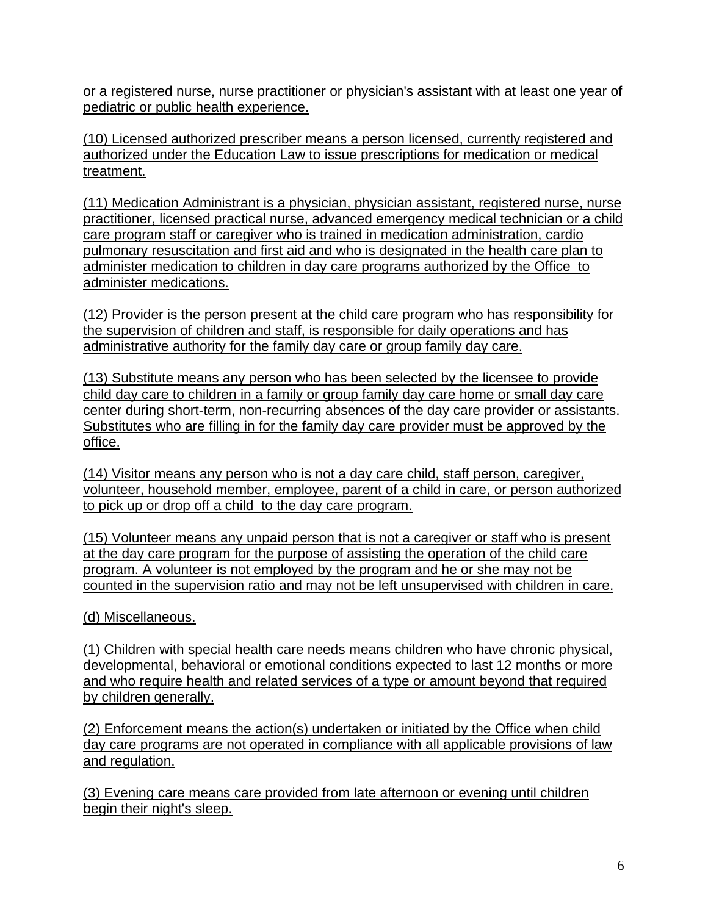or a registered nurse, nurse practitioner or physician's assistant with at least one year of pediatric or public health experience.

(10) Licensed authorized prescriber means a person licensed, currently registered and authorized under the Education Law to issue prescriptions for medication or medical treatment.

(11) Medication Administrant is a physician, physician assistant, registered nurse, nurse practitioner, licensed practical nurse, advanced emergency medical technician or a child care program staff or caregiver who is trained in medication administration, cardio pulmonary resuscitation and first aid and who is designated in the health care plan to administer medication to children in day care programs authorized by the Office to administer medications.

(12) Provider is the person present at the child care program who has responsibility for the supervision of children and staff, is responsible for daily operations and has administrative authority for the family day care or group family day care.

(13) Substitute means any person who has been selected by the licensee to provide child day care to children in a family or group family day care home or small day care center during short-term, non-recurring absences of the day care provider or assistants. Substitutes who are filling in for the family day care provider must be approved by the office.

(14) Visitor means any person who is not a day care child, staff person, caregiver, volunteer, household member, employee, parent of a child in care, or person authorized to pick up or drop off a child to the day care program.

(15) Volunteer means any unpaid person that is not a caregiver or staff who is present at the day care program for the purpose of assisting the operation of the child care program. A volunteer is not employed by the program and he or she may not be counted in the supervision ratio and may not be left unsupervised with children in care.

(d) Miscellaneous.

(1) Children with special health care needs means children who have chronic physical, developmental, behavioral or emotional conditions expected to last 12 months or more and who require health and related services of a type or amount beyond that required by children generally.

(2) Enforcement means the action(s) undertaken or initiated by the Office when child day care programs are not operated in compliance with all applicable provisions of law and regulation.

(3) Evening care means care provided from late afternoon or evening until children begin their night's sleep.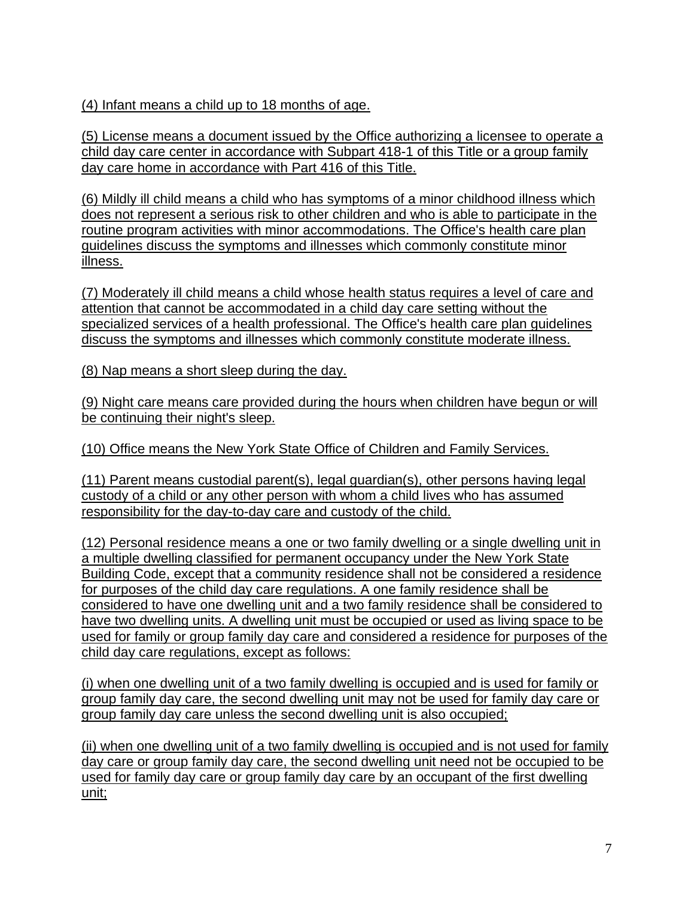(4) Infant means a child up to 18 months of age.

(5) License means a document issued by the Office authorizing a licensee to operate a child day care center in accordance with Subpart 418-1 of this Title or a group family day care home in accordance with Part 416 of this Title.

(6) Mildly ill child means a child who has symptoms of a minor childhood illness which does not represent a serious risk to other children and who is able to participate in the routine program activities with minor accommodations. The Office's health care plan guidelines discuss the symptoms and illnesses which commonly constitute minor illness.

(7) Moderately ill child means a child whose health status requires a level of care and attention that cannot be accommodated in a child day care setting without the specialized services of a health professional. The Office's health care plan guidelines discuss the symptoms and illnesses which commonly constitute moderate illness.

(8) Nap means a short sleep during the day.

(9) Night care means care provided during the hours when children have begun or will be continuing their night's sleep.

(10) Office means the New York State Office of Children and Family Services.

(11) Parent means custodial parent(s), legal guardian(s), other persons having legal custody of a child or any other person with whom a child lives who has assumed responsibility for the day-to-day care and custody of the child.

(12) Personal residence means a one or two family dwelling or a single dwelling unit in a multiple dwelling classified for permanent occupancy under the New York State Building Code, except that a community residence shall not be considered a residence for purposes of the child day care regulations. A one family residence shall be considered to have one dwelling unit and a two family residence shall be considered to have two dwelling units. A dwelling unit must be occupied or used as living space to be used for family or group family day care and considered a residence for purposes of the child day care regulations, except as follows:

(i) when one dwelling unit of a two family dwelling is occupied and is used for family or group family day care, the second dwelling unit may not be used for family day care or group family day care unless the second dwelling unit is also occupied;

(ii) when one dwelling unit of a two family dwelling is occupied and is not used for family day care or group family day care, the second dwelling unit need not be occupied to be used for family day care or group family day care by an occupant of the first dwelling unit;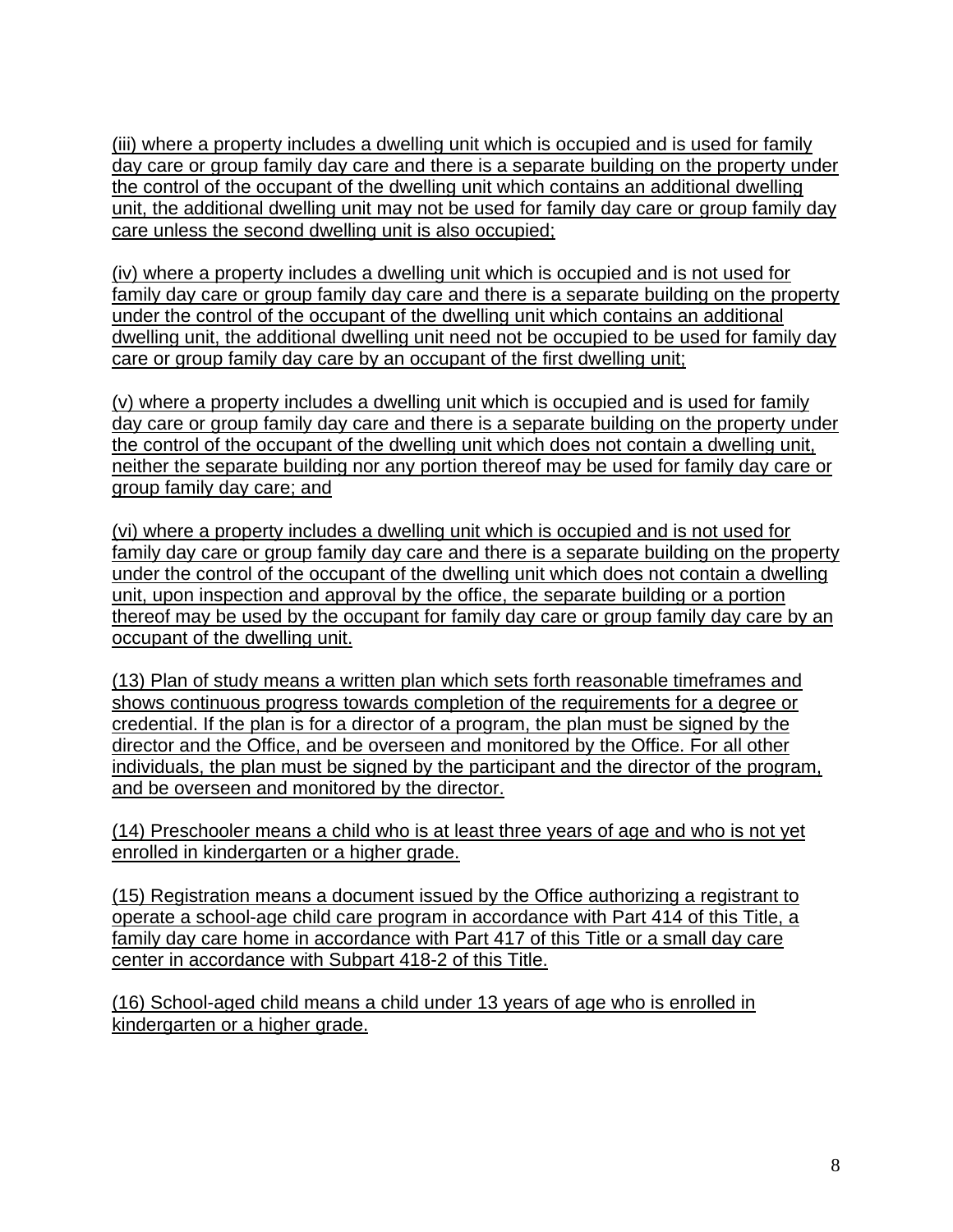(iii) where a property includes a dwelling unit which is occupied and is used for family day care or group family day care and there is a separate building on the property under the control of the occupant of the dwelling unit which contains an additional dwelling unit, the additional dwelling unit may not be used for family day care or group family day care unless the second dwelling unit is also occupied;

(iv) where a property includes a dwelling unit which is occupied and is not used for family day care or group family day care and there is a separate building on the property under the control of the occupant of the dwelling unit which contains an additional dwelling unit, the additional dwelling unit need not be occupied to be used for family day care or group family day care by an occupant of the first dwelling unit;

(v) where a property includes a dwelling unit which is occupied and is used for family day care or group family day care and there is a separate building on the property under the control of the occupant of the dwelling unit which does not contain a dwelling unit, neither the separate building nor any portion thereof may be used for family day care or group family day care; and

(vi) where a property includes a dwelling unit which is occupied and is not used for family day care or group family day care and there is a separate building on the property under the control of the occupant of the dwelling unit which does not contain a dwelling unit, upon inspection and approval by the office, the separate building or a portion thereof may be used by the occupant for family day care or group family day care by an occupant of the dwelling unit.

(13) Plan of study means a written plan which sets forth reasonable timeframes and shows continuous progress towards completion of the requirements for a degree or credential. If the plan is for a director of a program, the plan must be signed by the director and the Office, and be overseen and monitored by the Office. For all other individuals, the plan must be signed by the participant and the director of the program, and be overseen and monitored by the director.

(14) Preschooler means a child who is at least three years of age and who is not yet enrolled in kindergarten or a higher grade.

(15) Registration means a document issued by the Office authorizing a registrant to operate a school-age child care program in accordance with Part 414 of this Title, a family day care home in accordance with Part 417 of this Title or a small day care center in accordance with Subpart 418-2 of this Title.

(16) School-aged child means a child under 13 years of age who is enrolled in kindergarten or a higher grade.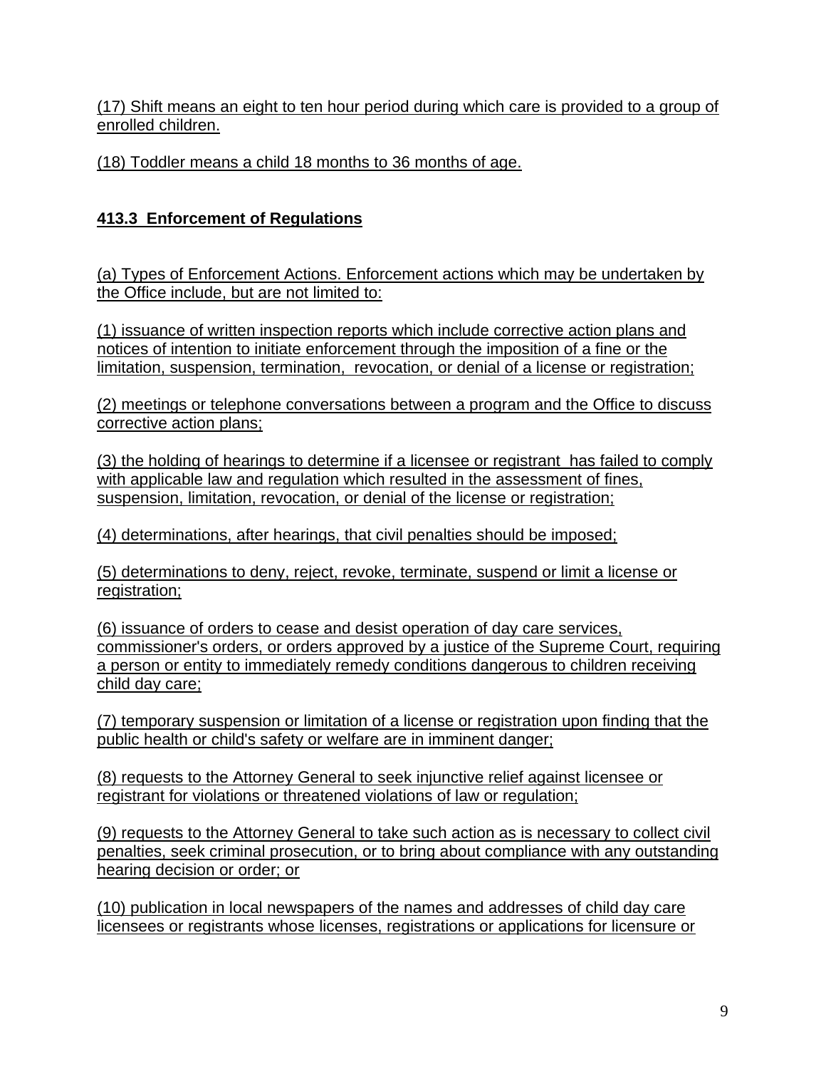(17) Shift means an eight to ten hour period during which care is provided to a group of enrolled children.

(18) Toddler means a child 18 months to 36 months of age.

**413.3 Enforcement of Regulations**

(a) Types of Enforcement Actions. Enforcement actions which may be undertaken by the Office include, but are not limited to:

(1) issuance of written inspection reports which include corrective action plans and notices of intention to initiate enforcement through the imposition of a fine or the limitation, suspension, termination, revocation, or denial of a license or registration;

(2) meetings or telephone conversations between a program and the Office to discuss corrective action plans;

(3) the holding of hearings to determine if a licensee or registrant has failed to comply with applicable law and regulation which resulted in the assessment of fines, suspension, limitation, revocation, or denial of the license or registration;

(4) determinations, after hearings, that civil penalties should be imposed;

(5) determinations to deny, reject, revoke, terminate, suspend or limit a license or registration;

(6) issuance of orders to cease and desist operation of day care services, commissioner's orders, or orders approved by a justice of the Supreme Court, requiring a person or entity to immediately remedy conditions dangerous to children receiving child day care;

(7) temporary suspension or limitation of a license or registration upon finding that the public health or child's safety or welfare are in imminent danger;

(8) requests to the Attorney General to seek injunctive relief against licensee or registrant for violations or threatened violations of law or regulation;

(9) requests to the Attorney General to take such action as is necessary to collect civil penalties, seek criminal prosecution, or to bring about compliance with any outstanding hearing decision or order; or

(10) publication in local newspapers of the names and addresses of child day care licensees or registrants whose licenses, registrations or applications for licensure or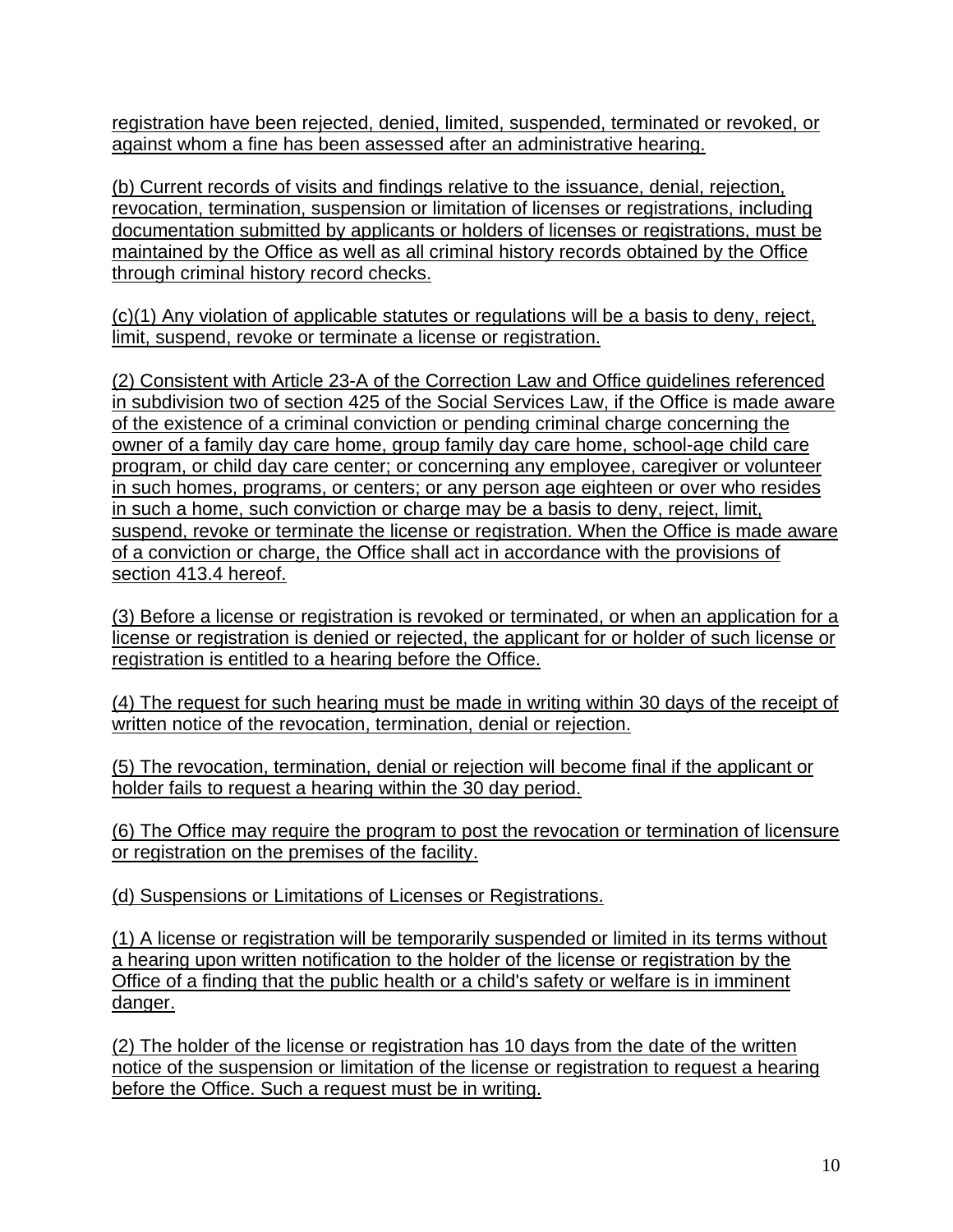registration have been rejected, denied, limited, suspended, terminated or revoked, or against whom a fine has been assessed after an administrative hearing.

(b) Current records of visits and findings relative to the issuance, denial, rejection, revocation, termination, suspension or limitation of licenses or registrations, including documentation submitted by applicants or holders of licenses or registrations, must be maintained by the Office as well as all criminal history records obtained by the Office through criminal history record checks.

(c)(1) Any violation of applicable statutes or regulations will be a basis to deny, reject, limit, suspend, revoke or terminate a license or registration.

(2) Consistent with Article 23-A of the Correction Law and Office guidelines referenced in subdivision two of section 425 of the Social Services Law, if the Office is made aware of the existence of a criminal conviction or pending criminal charge concerning the owner of a family day care home, group family day care home, school-age child care program, or child day care center; or concerning any employee, caregiver or volunteer in such homes, programs, or centers; or any person age eighteen or over who resides in such a home, such conviction or charge may be a basis to deny, reject, limit, suspend, revoke or terminate the license or registration. When the Office is made aware of a conviction or charge, the Office shall act in accordance with the provisions of section 413.4 hereof.

(3) Before a license or registration is revoked or terminated, or when an application for a license or registration is denied or rejected, the applicant for or holder of such license or registration is entitled to a hearing before the Office.

(4) The request for such hearing must be made in writing within 30 days of the receipt of written notice of the revocation, termination, denial or rejection.

(5) The revocation, termination, denial or rejection will become final if the applicant or holder fails to request a hearing within the 30 day period.

(6) The Office may require the program to post the revocation or termination of licensure or registration on the premises of the facility.

(d) Suspensions or Limitations of Licenses or Registrations.

(1) A license or registration will be temporarily suspended or limited in its terms without a hearing upon written notification to the holder of the license or registration by the Office of a finding that the public health or a child's safety or welfare is in imminent danger.

(2) The holder of the license or registration has 10 days from the date of the written notice of the suspension or limitation of the license or registration to request a hearing before the Office. Such a request must be in writing.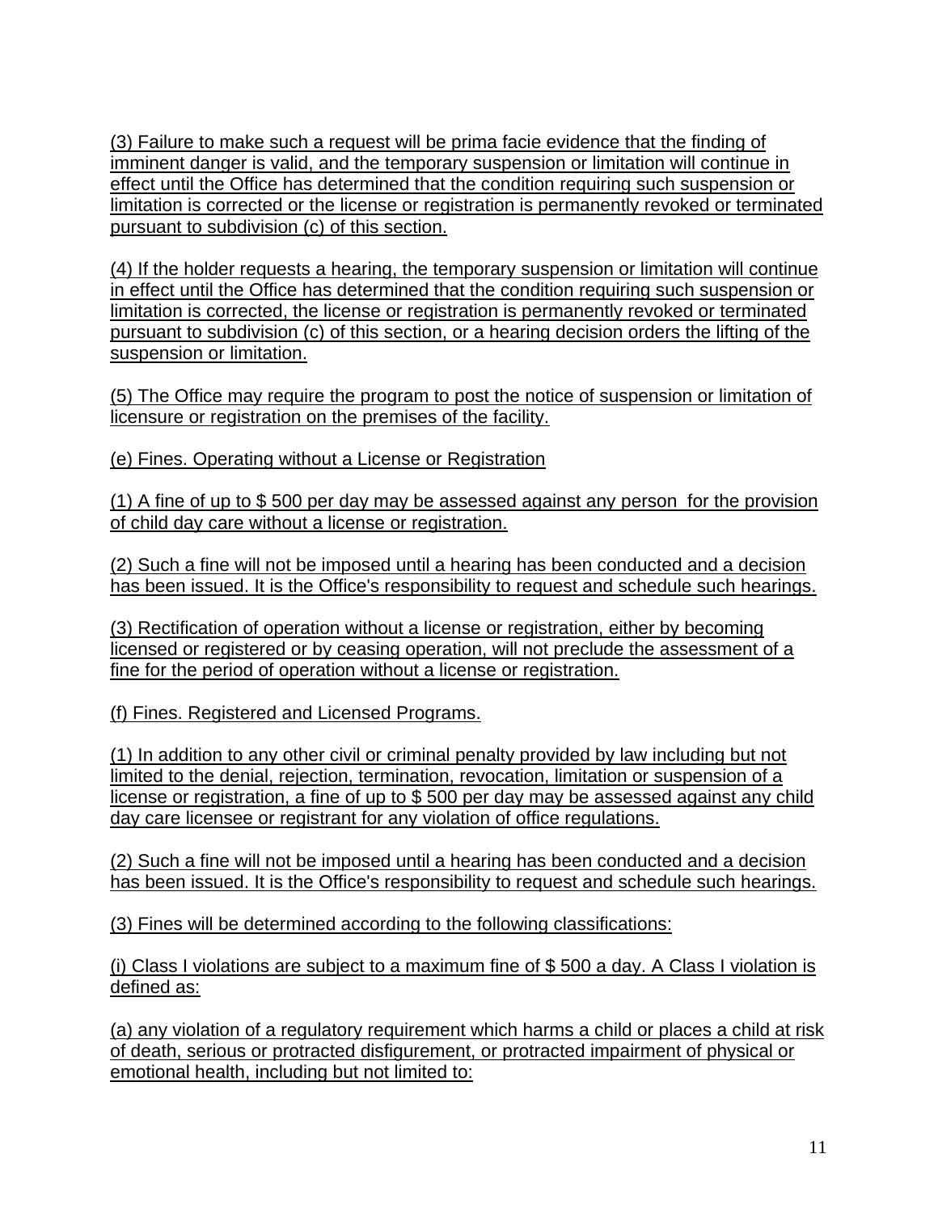(3) Failure to make such a request will be prima facie evidence that the finding of imminent danger is valid, and the temporary suspension or limitation will continue in effect until the Office has determined that the condition requiring such suspension or limitation is corrected or the license or registration is permanently revoked or terminated pursuant to subdivision (c) of this section.

(4) If the holder requests a hearing, the temporary suspension or limitation will continue in effect until the Office has determined that the condition requiring such suspension or limitation is corrected, the license or registration is permanently revoked or terminated pursuant to subdivision (c) of this section, or a hearing decision orders the lifting of the suspension or limitation.

(5) The Office may require the program to post the notice of suspension or limitation of licensure or registration on the premises of the facility.

(e) Fines. Operating without a License or Registration

(1) A fine of up to $ 500 per day may be assessed against any person for the provision of child day care without a license or registration.

(2) Such a fine will not be imposed until a hearing has been conducted and a decision has been issued. It is the Office's responsibility to request and schedule such hearings.

(3) Rectification of operation without a license or registration, either by becoming licensed or registered or by ceasing operation, will not preclude the assessment of a fine for the period of operation without a license or registration.

(f) Fines. Registered and Licensed Programs.

(1) In addition to any other civil or criminal penalty provided by law including but not limited to the denial, rejection, termination, revocation, limitation or suspension of a license or registration, a fine of up to $ 500 per day may be assessed against any child day care licensee or registrant for any violation of office regulations.

(2) Such a fine will not be imposed until a hearing has been conducted and a decision has been issued. It is the Office's responsibility to request and schedule such hearings.

(3) Fines will be determined according to the following classifications:

(i) Class I violations are subject to a maximum fine of $ 500 a day. A Class I violation is defined as:

(a) any violation of a regulatory requirement which harms a child or places a child at risk of death, serious or protracted disfigurement, or protracted impairment of physical or emotional health, including but not limited to: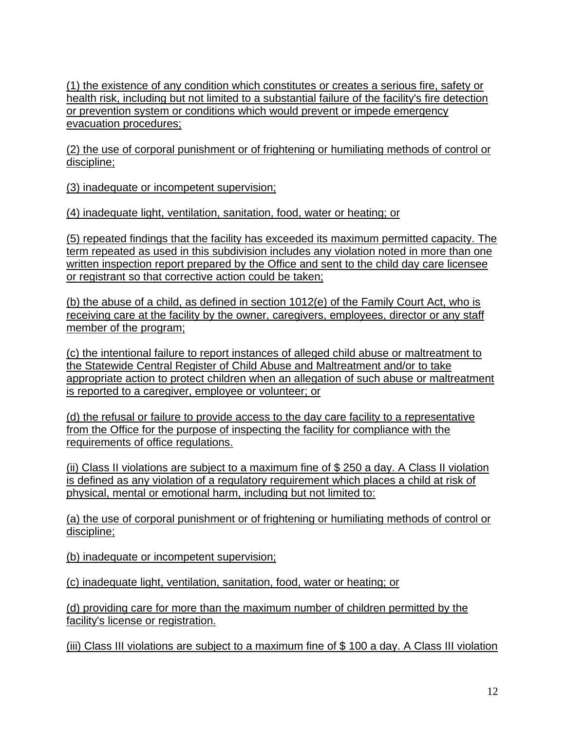(1) the existence of any condition which constitutes or creates a serious fire, safety or health risk, including but not limited to a substantial failure of the facility's fire detection or prevention system or conditions which would prevent or impede emergency evacuation procedures;

(2) the use of corporal punishment or of frightening or humiliating methods of control or discipline;

(3) inadequate or incompetent supervision;

(4) inadequate light, ventilation, sanitation, food, water or heating; or

(5) repeated findings that the facility has exceeded its maximum permitted capacity. The term repeated as used in this subdivision includes any violation noted in more than one written inspection report prepared by the Office and sent to the child day care licensee or registrant so that corrective action could be taken;

(b) the abuse of a child, as defined in section 1012(e) of the Family Court Act, who is receiving care at the facility by the owner, caregivers, employees, director or any staff member of the program;

(c) the intentional failure to report instances of alleged child abuse or maltreatment to the Statewide Central Register of Child Abuse and Maltreatment and/or to take appropriate action to protect children when an allegation of such abuse or maltreatment is reported to a caregiver, employee or volunteer; or

(d) the refusal or failure to provide access to the day care facility to a representative from the Office for the purpose of inspecting the facility for compliance with the requirements of office regulations.

(ii) Class II violations are subject to a maximum fine of $ 250 a day. A Class II violation is defined as any violation of a regulatory requirement which places a child at risk of physical, mental or emotional harm, including but not limited to:

(a) the use of corporal punishment or of frightening or humiliating methods of control or discipline;

(b) inadequate or incompetent supervision;

(c) inadequate light, ventilation, sanitation, food, water or heating; or

(d) providing care for more than the maximum number of children permitted by the facility's license or registration.

(iii) Class III violations are subject to a maximum fine of $ 100 a day. A Class III violation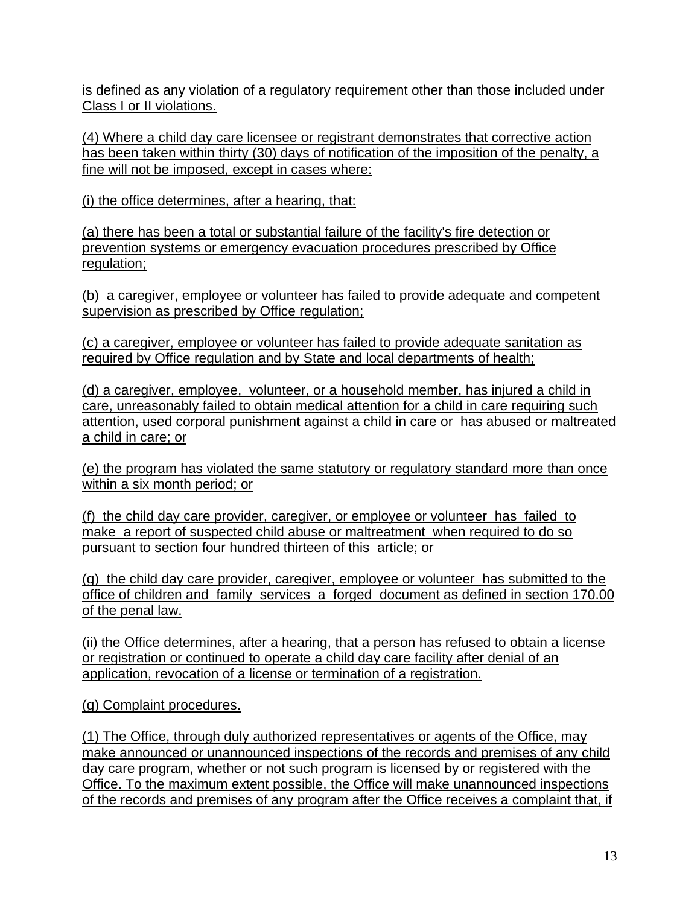is defined as any violation of a regulatory requirement other than those included under Class I or II violations.

(4) Where a child day care licensee or registrant demonstrates that corrective action has been taken within thirty (30) days of notification of the imposition of the penalty, a fine will not be imposed, except in cases where:

(i) the office determines, after a hearing, that:

(a) there has been a total or substantial failure of the facility's fire detection or prevention systems or emergency evacuation procedures prescribed by Office regulation;

(b) a caregiver, employee or volunteer has failed to provide adequate and competent supervision as prescribed by Office regulation;

(c) a caregiver, employee or volunteer has failed to provide adequate sanitation as required by Office regulation and by State and local departments of health;

(d) a caregiver, employee, volunteer, or a household member, has injured a child in care, unreasonably failed to obtain medical attention for a child in care requiring such attention, used corporal punishment against a child in care or has abused or maltreated a child in care; or

(e) the program has violated the same statutory or regulatory standard more than once within a six month period; or

(f) the child day care provider, caregiver, or employee or volunteer has failed to make a report of suspected child abuse or maltreatment when required to do so pursuant to section four hundred thirteen of this article; or

(g) the child day care provider, caregiver, employee or volunteer has submitted to the office of children and family services a forged document as defined in section 170.00 of the penal law.

(ii) the Office determines, after a hearing, that a person has refused to obtain a license or registration or continued to operate a child day care facility after denial of an application, revocation of a license or termination of a registration.

(g) Complaint procedures.

(1) The Office, through duly authorized representatives or agents of the Office, may make announced or unannounced inspections of the records and premises of any child day care program, whether or not such program is licensed by or registered with the Office. To the maximum extent possible, the Office will make unannounced inspections of the records and premises of any program after the Office receives a complaint that, if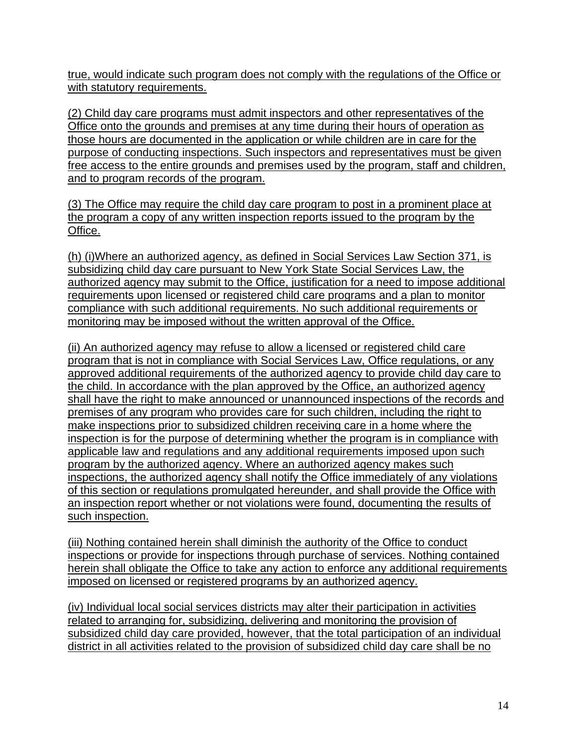true, would indicate such program does not comply with the regulations of the Office or with statutory requirements.

(2) Child day care programs must admit inspectors and other representatives of the Office onto the grounds and premises at any time during their hours of operation as those hours are documented in the application or while children are in care for the purpose of conducting inspections. Such inspectors and representatives must be given free access to the entire grounds and premises used by the program, staff and children, and to program records of the program.

(3) The Office may require the child day care program to post in a prominent place at the program a copy of any written inspection reports issued to the program by the Office.

(h) (i)Where an authorized agency, as defined in Social Services Law Section 371, is subsidizing child day care pursuant to New York State Social Services Law, the authorized agency may submit to the Office, justification for a need to impose additional requirements upon licensed or registered child care programs and a plan to monitor compliance with such additional requirements. No such additional requirements or monitoring may be imposed without the written approval of the Office.

(ii) An authorized agency may refuse to allow a licensed or registered child care program that is not in compliance with Social Services Law, Office regulations, or any approved additional requirements of the authorized agency to provide child day care to the child. In accordance with the plan approved by the Office, an authorized agency shall have the right to make announced or unannounced inspections of the records and premises of any program who provides care for such children, including the right to make inspections prior to subsidized children receiving care in a home where the inspection is for the purpose of determining whether the program is in compliance with applicable law and regulations and any additional requirements imposed upon such program by the authorized agency. Where an authorized agency makes such inspections, the authorized agency shall notify the Office immediately of any violations of this section or regulations promulgated hereunder, and shall provide the Office with an inspection report whether or not violations were found, documenting the results of such inspection.

(iii) Nothing contained herein shall diminish the authority of the Office to conduct inspections or provide for inspections through purchase of services. Nothing contained herein shall obligate the Office to take any action to enforce any additional requirements imposed on licensed or registered programs by an authorized agency.

(iv) Individual local social services districts may alter their participation in activities related to arranging for, subsidizing, delivering and monitoring the provision of subsidized child day care provided, however, that the total participation of an individual district in all activities related to the provision of subsidized child day care shall be no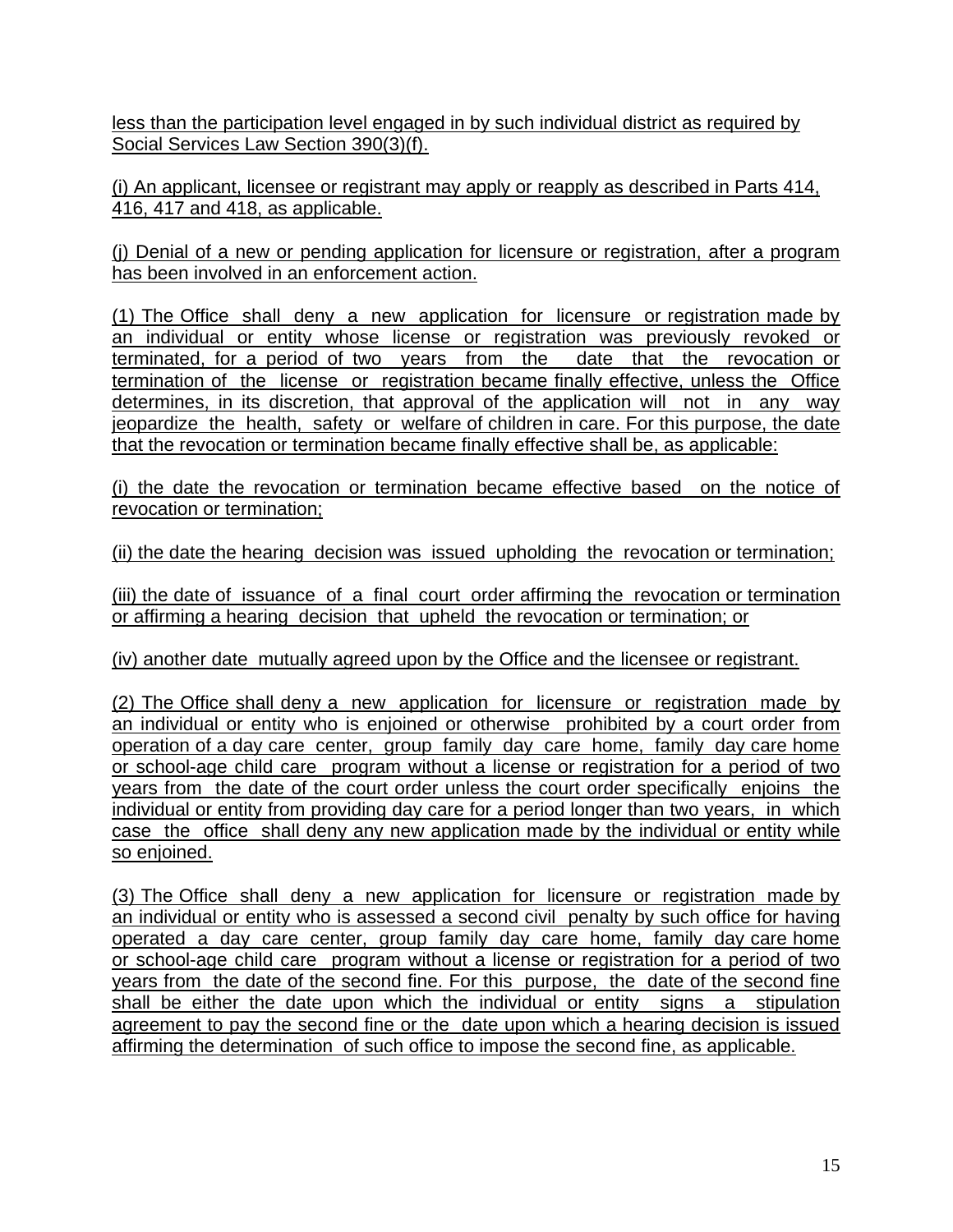less than the participation level engaged in by such individual district as required by Social Services Law Section 390(3)(f).

(i) An applicant, licensee or registrant may apply or reapply as described in Parts 414, 416, 417 and 418, as applicable.

(j) Denial of a new or pending application for licensure or registration, after a program has been involved in an enforcement action.

(1) The Office shall deny a new application for licensure or registration made by an individual or entity whose license or registration was previously revoked or terminated, for a period of two years from the date that the revocation or termination of the license or registration became finally effective, unless the Office determines, in its discretion, that approval of the application will not in any way jeopardize the health, safety or welfare of children in care. For this purpose, the date that the revocation or termination became finally effective shall be, as applicable:

(i) the date the revocation or termination became effective based on the notice of revocation or termination;

(ii) the date the hearing decision was issued upholding the revocation or termination;

(iii) the date of issuance of a final court order affirming the revocation or termination or affirming a hearing decision that upheld the revocation or termination; or

(iv) another date mutually agreed upon by the Office and the licensee or registrant.

(2) The Office shall deny a new application for licensure or registration made by an individual or entity who is enjoined or otherwise prohibited by a court order from operation of a day care center, group family day care home, family day care home or school-age child care program without a license or registration for a period of two years from the date of the court order unless the court order specifically enjoins the individual or entity from providing day care for a period longer than two years, in which case the office shall deny any new application made by the individual or entity while so enjoined.

(3) The Office shall deny a new application for licensure or registration made by an individual or entity who is assessed a second civil penalty by such office for having operated a day care center, group family day care home, family day care home or school-age child care program without a license or registration for a period of two years from the date of the second fine. For this purpose, the date of the second fine shall be either the date upon which the individual or entity signs a stipulation agreement to pay the second fine or the date upon which a hearing decision is issued affirming the determination of such office to impose the second fine, as applicable.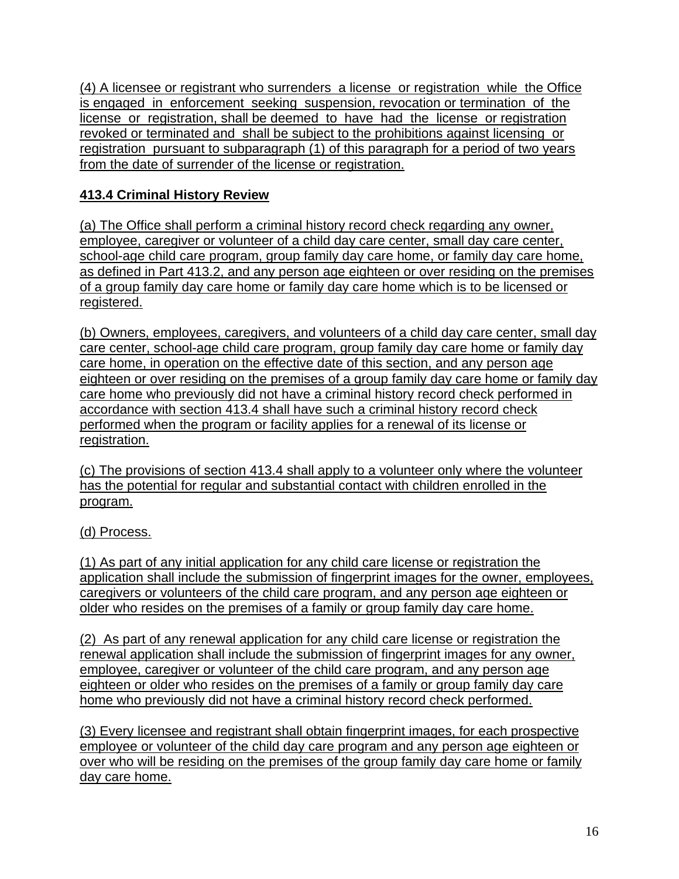(4) A licensee or registrant who surrenders a license or registration while the Office is engaged in enforcement seeking suspension, revocation or termination of the license or registration, shall be deemed to have had the license or registration revoked or terminated and shall be subject to the prohibitions against licensing or registration pursuant to subparagraph (1) of this paragraph for a period of two years from the date of surrender of the license or registration.

**413.4 Criminal History Review**

(a) The Office shall perform a criminal history record check regarding any owner, employee, caregiver or volunteer of a child day care center, small day care center, school-age child care program, group family day care home, or family day care home, as defined in Part 413.2, and any person age eighteen or over residing on the premises of a group family day care home or family day care home which is to be licensed or registered.

(b) Owners, employees, caregivers, and volunteers of a child day care center, small day care center, school-age child care program, group family day care home or family day care home, in operation on the effective date of this section, and any person age eighteen or over residing on the premises of a group family day care home or family day care home who previously did not have a criminal history record check performed in accordance with section 413.4 shall have such a criminal history record check performed when the program or facility applies for a renewal of its license or registration.

(c) The provisions of section 413.4 shall apply to a volunteer only where the volunteer has the potential for regular and substantial contact with children enrolled in the program.

(d) Process.

(1) As part of any initial application for any child care license or registration the application shall include the submission of fingerprint images for the owner, employees, caregivers or volunteers of the child care program, and any person age eighteen or older who resides on the premises of a family or group family day care home.

(2) As part of any renewal application for any child care license or registration the renewal application shall include the submission of fingerprint images for any owner, employee, caregiver or volunteer of the child care program, and any person age eighteen or older who resides on the premises of a family or group family day care home who previously did not have a criminal history record check performed.

(3) Every licensee and registrant shall obtain fingerprint images, for each prospective employee or volunteer of the child day care program and any person age eighteen or over who will be residing on the premises of the group family day care home or family day care home.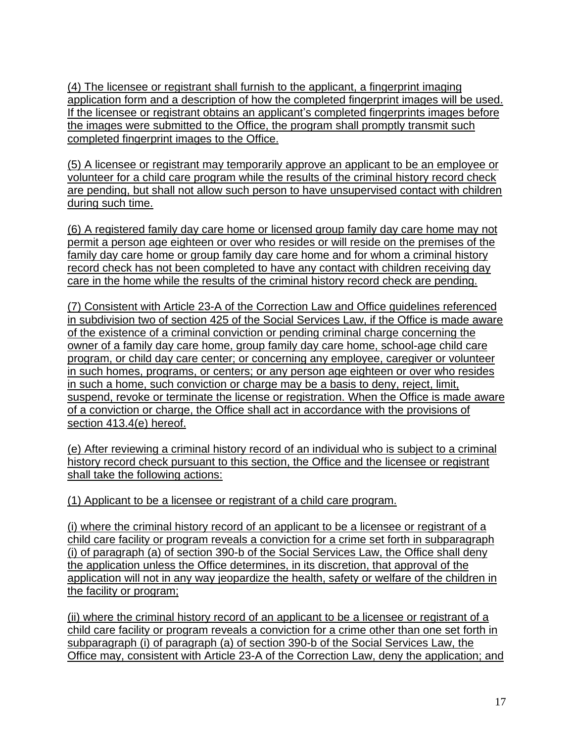(4) The licensee or registrant shall furnish to the applicant, a fingerprint imaging application form and a description of how the completed fingerprint images will be used. If the licensee or registrant obtains an applicant's completed fingerprints images before the images were submitted to the Office, the program shall promptly transmit such completed fingerprint images to the Office.

(5) A licensee or registrant may temporarily approve an applicant to be an employee or volunteer for a child care program while the results of the criminal history record check are pending, but shall not allow such person to have unsupervised contact with children during such time.

(6) A registered family day care home or licensed group family day care home may not permit a person age eighteen or over who resides or will reside on the premises of the family day care home or group family day care home and for whom a criminal history record check has not been completed to have any contact with children receiving day care in the home while the results of the criminal history record check are pending.

(7) Consistent with Article 23-A of the Correction Law and Office guidelines referenced in subdivision two of section 425 of the Social Services Law, if the Office is made aware of the existence of a criminal conviction or pending criminal charge concerning the owner of a family day care home, group family day care home, school-age child care program, or child day care center; or concerning any employee, caregiver or volunteer in such homes, programs, or centers; or any person age eighteen or over who resides in such a home, such conviction or charge may be a basis to deny, reject, limit, suspend, revoke or terminate the license or registration. When the Office is made aware of a conviction or charge, the Office shall act in accordance with the provisions of section 413.4(e) hereof.

(e) After reviewing a criminal history record of an individual who is subject to a criminal history record check pursuant to this section, the Office and the licensee or registrant shall take the following actions:

(1) Applicant to be a licensee or registrant of a child care program.

(i) where the criminal history record of an applicant to be a licensee or registrant of a child care facility or program reveals a conviction for a crime set forth in subparagraph (i) of paragraph (a) of section 390-b of the Social Services Law, the Office shall deny the application unless the Office determines, in its discretion, that approval of the application will not in any way jeopardize the health, safety or welfare of the children in the facility or program;

(ii) where the criminal history record of an applicant to be a licensee or registrant of a child care facility or program reveals a conviction for a crime other than one set forth in subparagraph (i) of paragraph (a) of section 390-b of the Social Services Law, the Office may, consistent with Article 23-A of the Correction Law, deny the application; and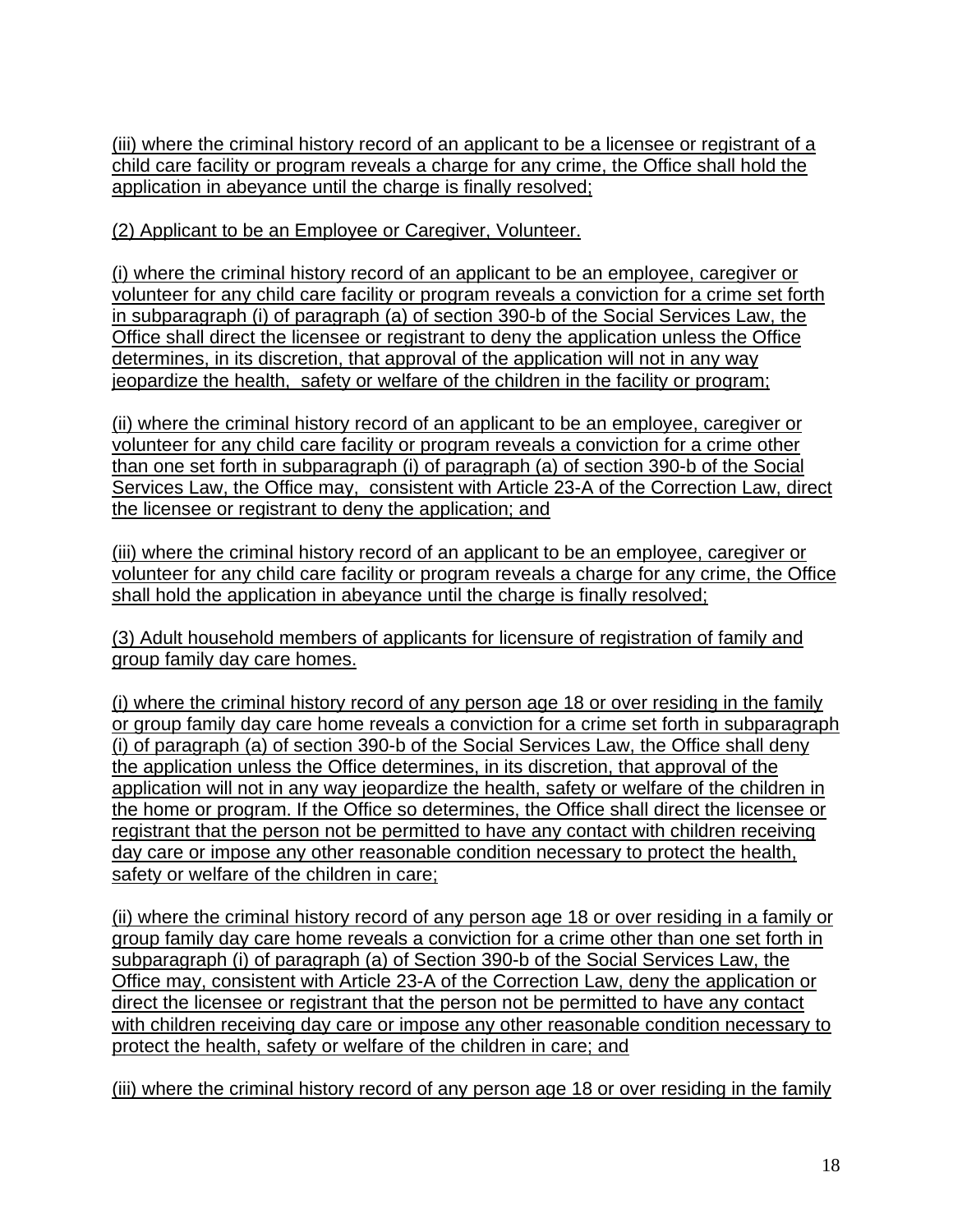(iii) where the criminal history record of an applicant to be a licensee or registrant of a child care facility or program reveals a charge for any crime, the Office shall hold the application in abeyance until the charge is finally resolved;

(2) Applicant to be an Employee or Caregiver, Volunteer.

(i) where the criminal history record of an applicant to be an employee, caregiver or volunteer for any child care facility or program reveals a conviction for a crime set forth in subparagraph (i) of paragraph (a) of section 390-b of the Social Services Law, the Office shall direct the licensee or registrant to deny the application unless the Office determines, in its discretion, that approval of the application will not in any way jeopardize the health, safety or welfare of the children in the facility or program;

(ii) where the criminal history record of an applicant to be an employee, caregiver or volunteer for any child care facility or program reveals a conviction for a crime other than one set forth in subparagraph (i) of paragraph (a) of section 390-b of the Social Services Law, the Office may, consistent with Article 23-A of the Correction Law, direct the licensee or registrant to deny the application; and

(iii) where the criminal history record of an applicant to be an employee, caregiver or volunteer for any child care facility or program reveals a charge for any crime, the Office shall hold the application in abeyance until the charge is finally resolved;

(3) Adult household members of applicants for licensure of registration of family and group family day care homes.

(i) where the criminal history record of any person age 18 or over residing in the family or group family day care home reveals a conviction for a crime set forth in subparagraph (i) of paragraph (a) of section 390-b of the Social Services Law, the Office shall deny the application unless the Office determines, in its discretion, that approval of the application will not in any way jeopardize the health, safety or welfare of the children in the home or program. If the Office so determines, the Office shall direct the licensee or registrant that the person not be permitted to have any contact with children receiving day care or impose any other reasonable condition necessary to protect the health, safety or welfare of the children in care;

(ii) where the criminal history record of any person age 18 or over residing in a family or group family day care home reveals a conviction for a crime other than one set forth in subparagraph (i) of paragraph (a) of Section 390-b of the Social Services Law, the Office may, consistent with Article 23-A of the Correction Law, deny the application or direct the licensee or registrant that the person not be permitted to have any contact with children receiving day care or impose any other reasonable condition necessary to protect the health, safety or welfare of the children in care; and

(iii) where the criminal history record of any person age 18 or over residing in the family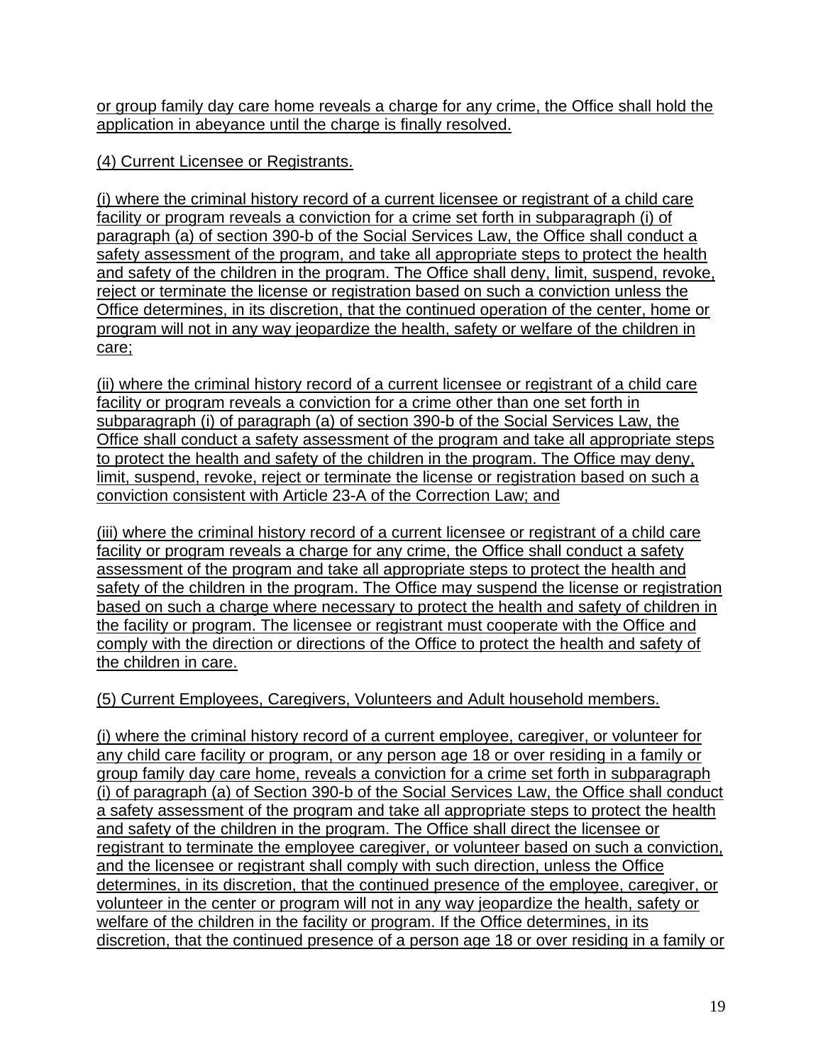or group family day care home reveals a charge for any crime, the Office shall hold the application in abeyance until the charge is finally resolved.

(4) Current Licensee or Registrants.

(i) where the criminal history record of a current licensee or registrant of a child care facility or program reveals a conviction for a crime set forth in subparagraph (i) of paragraph (a) of section 390-b of the Social Services Law, the Office shall conduct a safety assessment of the program, and take all appropriate steps to protect the health and safety of the children in the program. The Office shall deny, limit, suspend, revoke, reject or terminate the license or registration based on such a conviction unless the Office determines, in its discretion, that the continued operation of the center, home or program will not in any way jeopardize the health, safety or welfare of the children in care;

(ii) where the criminal history record of a current licensee or registrant of a child care facility or program reveals a conviction for a crime other than one set forth in subparagraph (i) of paragraph (a) of section 390-b of the Social Services Law, the Office shall conduct a safety assessment of the program and take all appropriate steps to protect the health and safety of the children in the program. The Office may deny, limit, suspend, revoke, reject or terminate the license or registration based on such a conviction consistent with Article 23-A of the Correction Law; and

(iii) where the criminal history record of a current licensee or registrant of a child care facility or program reveals a charge for any crime, the Office shall conduct a safety assessment of the program and take all appropriate steps to protect the health and safety of the children in the program. The Office may suspend the license or registration based on such a charge where necessary to protect the health and safety of children in the facility or program. The licensee or registrant must cooperate with the Office and comply with the direction or directions of the Office to protect the health and safety of the children in care.

(5) Current Employees, Caregivers, Volunteers and Adult household members.

(i) where the criminal history record of a current employee, caregiver, or volunteer for any child care facility or program, or any person age 18 or over residing in a family or group family day care home, reveals a conviction for a crime set forth in subparagraph (i) of paragraph (a) of Section 390-b of the Social Services Law, the Office shall conduct a safety assessment of the program and take all appropriate steps to protect the health and safety of the children in the program. The Office shall direct the licensee or registrant to terminate the employee caregiver, or volunteer based on such a conviction, and the licensee or registrant shall comply with such direction, unless the Office determines, in its discretion, that the continued presence of the employee, caregiver, or volunteer in the center or program will not in any way jeopardize the health, safety or welfare of the children in the facility or program. If the Office determines, in its discretion, that the continued presence of a person age 18 or over residing in a family or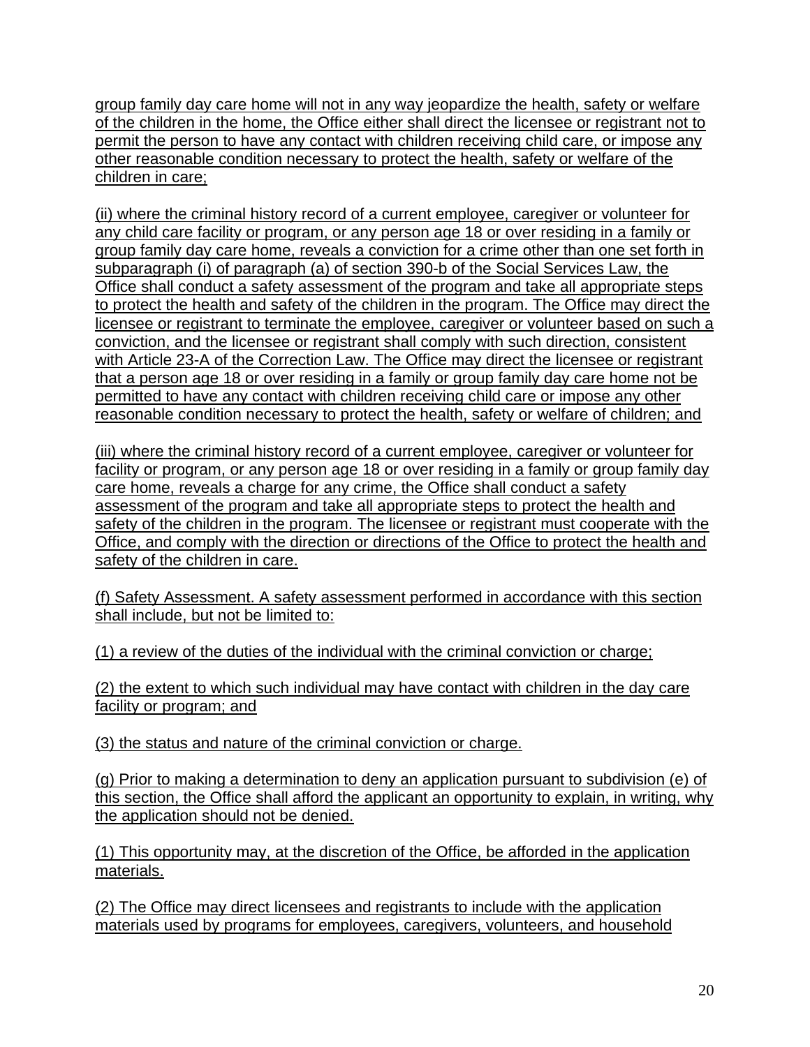group family day care home will not in any way jeopardize the health, safety or welfare of the children in the home, the Office either shall direct the licensee or registrant not to permit the person to have any contact with children receiving child care, or impose any other reasonable condition necessary to protect the health, safety or welfare of the children in care;

(ii) where the criminal history record of a current employee, caregiver or volunteer for any child care facility or program, or any person age 18 or over residing in a family or group family day care home, reveals a conviction for a crime other than one set forth in subparagraph (i) of paragraph (a) of section 390-b of the Social Services Law, the Office shall conduct a safety assessment of the program and take all appropriate steps to protect the health and safety of the children in the program. The Office may direct the licensee or registrant to terminate the employee, caregiver or volunteer based on such a conviction, and the licensee or registrant shall comply with such direction, consistent with Article 23-A of the Correction Law. The Office may direct the licensee or registrant that a person age 18 or over residing in a family or group family day care home not be permitted to have any contact with children receiving child care or impose any other reasonable condition necessary to protect the health, safety or welfare of children; and

(iii) where the criminal history record of a current employee, caregiver or volunteer for facility or program, or any person age 18 or over residing in a family or group family day care home, reveals a charge for any crime, the Office shall conduct a safety assessment of the program and take all appropriate steps to protect the health and safety of the children in the program. The licensee or registrant must cooperate with the Office, and comply with the direction or directions of the Office to protect the health and safety of the children in care.

(f) Safety Assessment. A safety assessment performed in accordance with this section shall include, but not be limited to:

(1) a review of the duties of the individual with the criminal conviction or charge;

(2) the extent to which such individual may have contact with children in the day care facility or program; and

(3) the status and nature of the criminal conviction or charge.

(g) Prior to making a determination to deny an application pursuant to subdivision (e) of this section, the Office shall afford the applicant an opportunity to explain, in writing, why the application should not be denied.

(1) This opportunity may, at the discretion of the Office, be afforded in the application materials.

(2) The Office may direct licensees and registrants to include with the application materials used by programs for employees, caregivers, volunteers, and household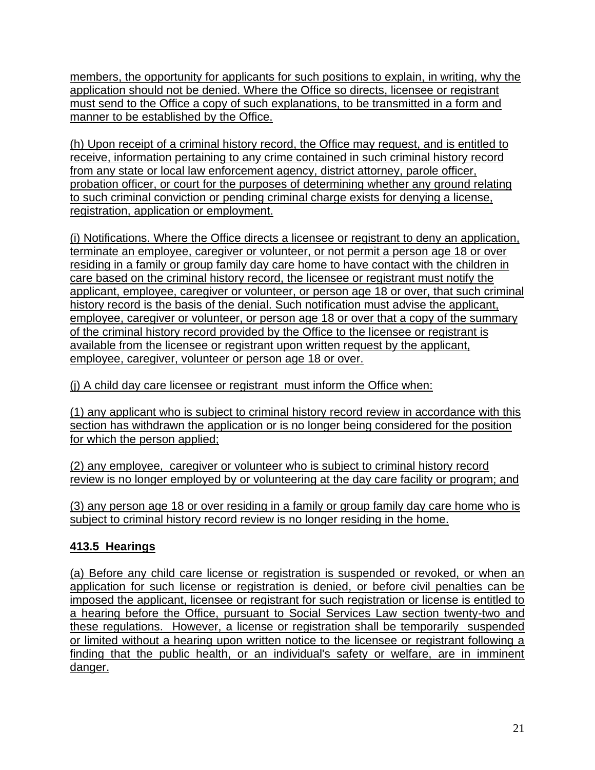members, the opportunity for applicants for such positions to explain, in writing, why the application should not be denied. Where the Office so directs, licensee or registrant must send to the Office a copy of such explanations, to be transmitted in a form and manner to be established by the Office.

(h) Upon receipt of a criminal history record, the Office may request, and is entitled to receive, information pertaining to any crime contained in such criminal history record from any state or local law enforcement agency, district attorney, parole officer, probation officer, or court for the purposes of determining whether any ground relating to such criminal conviction or pending criminal charge exists for denying a license, registration, application or employment.

(i) Notifications. Where the Office directs a licensee or registrant to deny an application, terminate an employee, caregiver or volunteer, or not permit a person age 18 or over residing in a family or group family day care home to have contact with the children in care based on the criminal history record, the licensee or registrant must notify the applicant, employee, caregiver or volunteer, or person age 18 or over, that such criminal history record is the basis of the denial. Such notification must advise the applicant, employee, caregiver or volunteer, or person age 18 or over that a copy of the summary of the criminal history record provided by the Office to the licensee or registrant is available from the licensee or registrant upon written request by the applicant, employee, caregiver, volunteer or person age 18 or over.

(j) A child day care licensee or registrant must inform the Office when:

(1) any applicant who is subject to criminal history record review in accordance with this section has withdrawn the application or is no longer being considered for the position for which the person applied;

(2) any employee, caregiver or volunteer who is subject to criminal history record review is no longer employed by or volunteering at the day care facility or program; and

(3) any person age 18 or over residing in a family or group family day care home who is subject to criminal history record review is no longer residing in the home.

**413.5 Hearings**

(a) Before any child care license or registration is suspended or revoked, or when an application for such license or registration is denied, or before civil penalties can be imposed the applicant, licensee or registrant for such registration or license is entitled to a hearing before the Office, pursuant to Social Services Law section twenty-two and these regulations. However, a license or registration shall be temporarily suspended or limited without a hearing upon written notice to the licensee or registrant following a finding that the public health, or an individual's safety or welfare, are in imminent danger.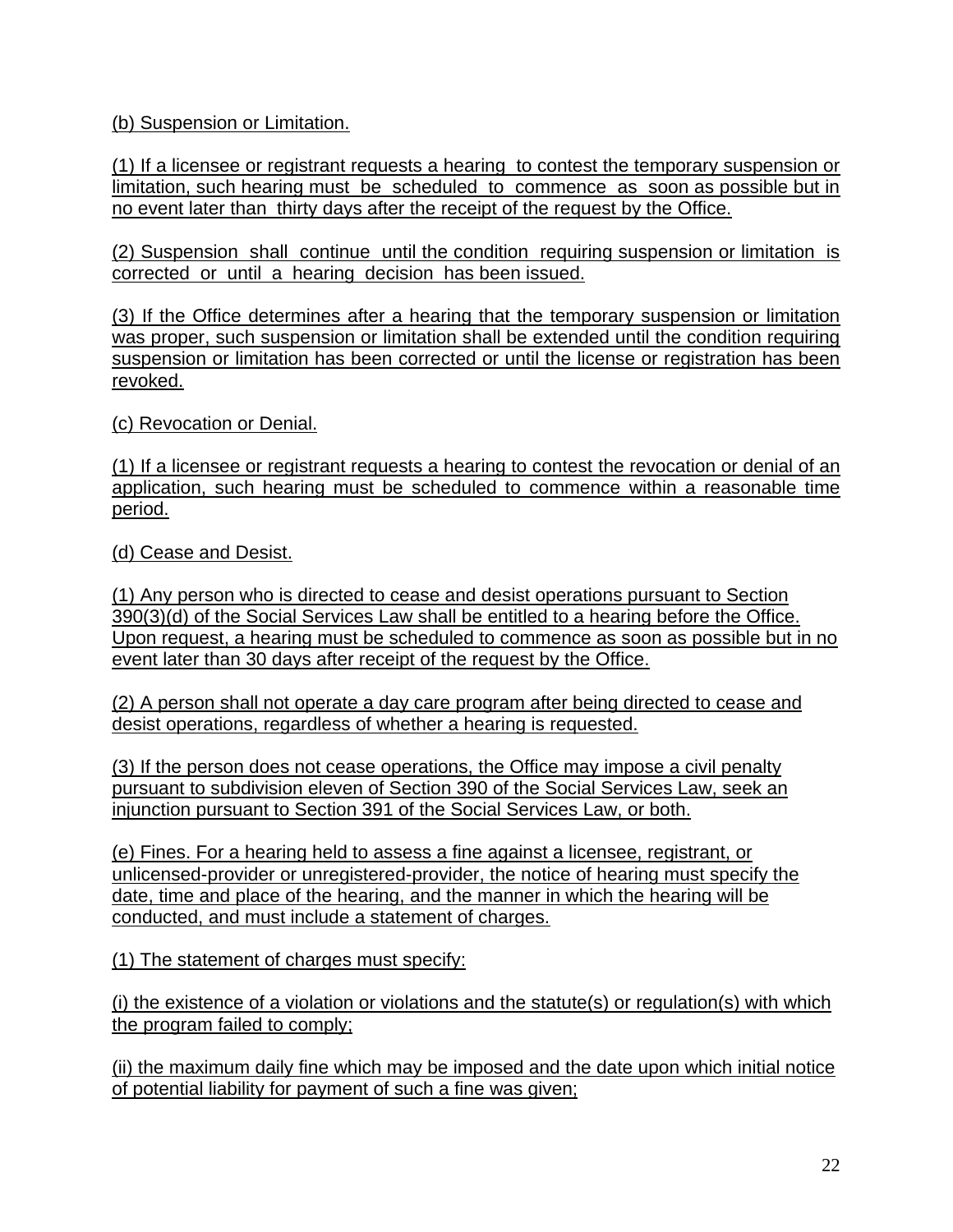(b) Suspension or Limitation.

(1) If a licensee or registrant requests a hearing to contest the temporary suspension or limitation, such hearing must be scheduled to commence as soon as possible but in no event later than thirty days after the receipt of the request by the Office.

(2) Suspension shall continue until the condition requiring suspension or limitation is corrected or until a hearing decision has been issued.

(3) If the Office determines after a hearing that the temporary suspension or limitation was proper, such suspension or limitation shall be extended until the condition requiring suspension or limitation has been corrected or until the license or registration has been revoked.

(c) Revocation or Denial.

(1) If a licensee or registrant requests a hearing to contest the revocation or denial of an application, such hearing must be scheduled to commence within a reasonable time period.

(d) Cease and Desist.

(1) Any person who is directed to cease and desist operations pursuant to Section 390(3)(d) of the Social Services Law shall be entitled to a hearing before the Office. Upon request, a hearing must be scheduled to commence as soon as possible but in no event later than 30 days after receipt of the request by the Office.

(2) A person shall not operate a day care program after being directed to cease and desist operations, regardless of whether a hearing is requested.

(3) If the person does not cease operations, the Office may impose a civil penalty pursuant to subdivision eleven of Section 390 of the Social Services Law, seek an injunction pursuant to Section 391 of the Social Services Law, or both.

(e) Fines. For a hearing held to assess a fine against a licensee, registrant, or unlicensed-provider or unregistered-provider, the notice of hearing must specify the date, time and place of the hearing, and the manner in which the hearing will be conducted, and must include a statement of charges.

(1) The statement of charges must specify:

(i) the existence of a violation or violations and the statute(s) or regulation(s) with which the program failed to comply;

(ii) the maximum daily fine which may be imposed and the date upon which initial notice of potential liability for payment of such a fine was given;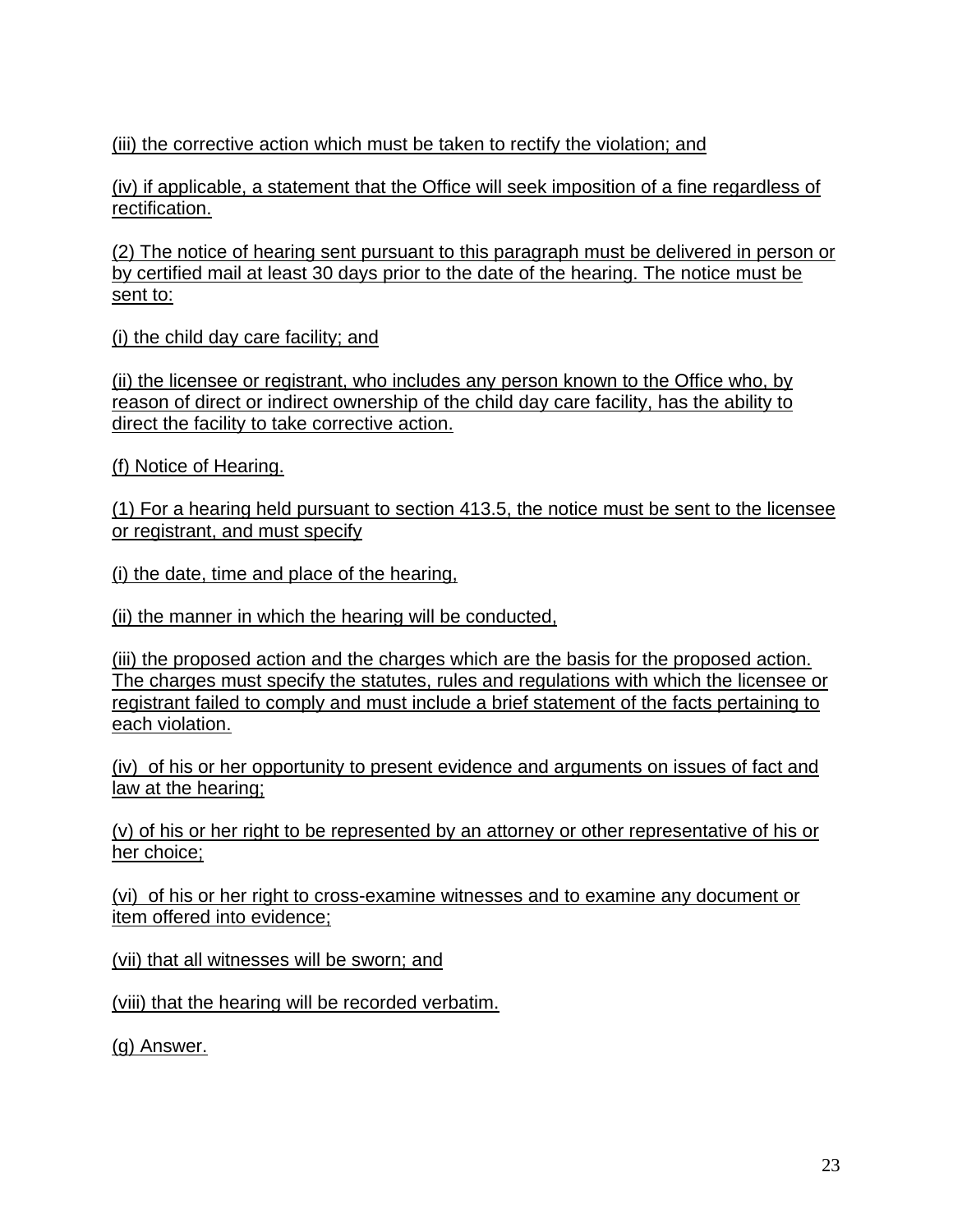(iii) the corrective action which must be taken to rectify the violation; and

(iv) if applicable, a statement that the Office will seek imposition of a fine regardless of rectification.

(2) The notice of hearing sent pursuant to this paragraph must be delivered in person or by certified mail at least 30 days prior to the date of the hearing. The notice must be sent to:

(i) the child day care facility; and

(ii) the licensee or registrant, who includes any person known to the Office who, by reason of direct or indirect ownership of the child day care facility, has the ability to direct the facility to take corrective action.

(f) Notice of Hearing.

(1) For a hearing held pursuant to section 413.5, the notice must be sent to the licensee or registrant, and must specify

(i) the date, time and place of the hearing,

(ii) the manner in which the hearing will be conducted,

(iii) the proposed action and the charges which are the basis for the proposed action. The charges must specify the statutes, rules and regulations with which the licensee or registrant failed to comply and must include a brief statement of the facts pertaining to each violation.

(iv) of his or her opportunity to present evidence and arguments on issues of fact and law at the hearing;

(v) of his or her right to be represented by an attorney or other representative of his or her choice;

(vi) of his or her right to cross-examine witnesses and to examine any document or item offered into evidence;

(vii) that all witnesses will be sworn; and

(viii) that the hearing will be recorded verbatim.

(g) Answer.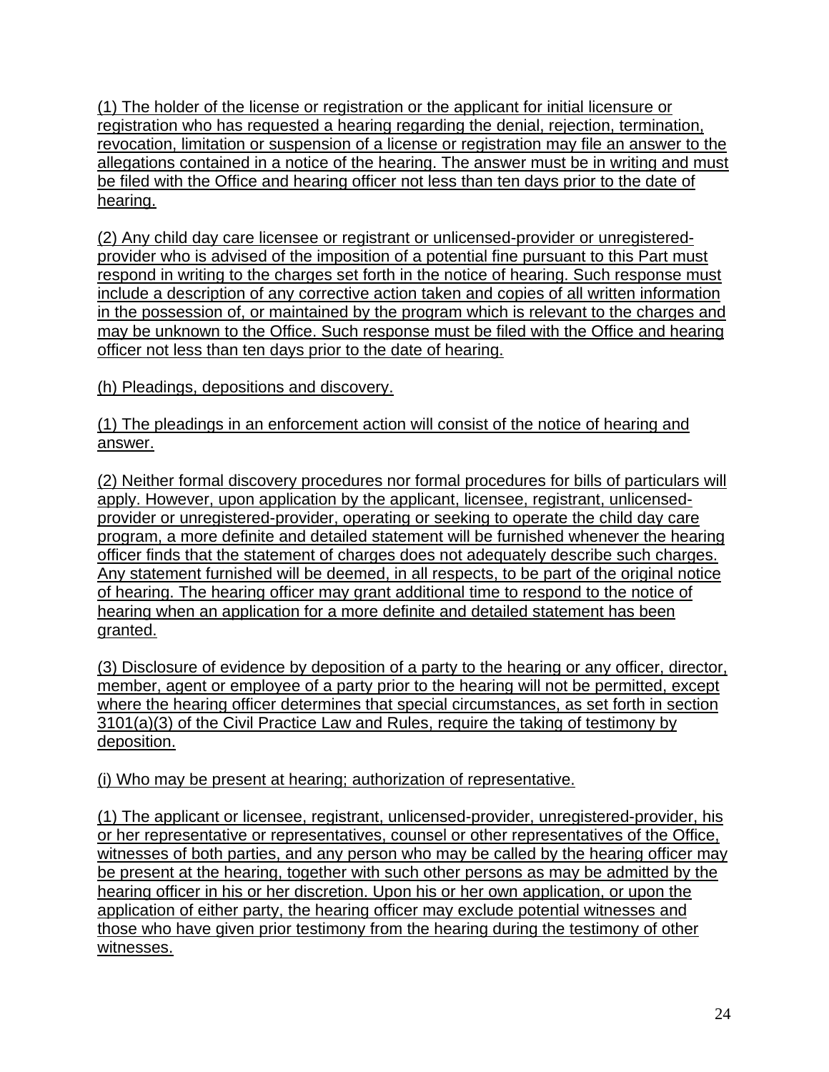(1) The holder of the license or registration or the applicant for initial licensure or registration who has requested a hearing regarding the denial, rejection, termination, revocation, limitation or suspension of a license or registration may file an answer to the allegations contained in a notice of the hearing. The answer must be in writing and must be filed with the Office and hearing officer not less than ten days prior to the date of hearing.

(2) Any child day care licensee or registrant or unlicensed-provider or unregistered-provider who is advised of the imposition of a potential fine pursuant to this Part must respond in writing to the charges set forth in the notice of hearing. Such response must include a description of any corrective action taken and copies of all written information in the possession of, or maintained by the program which is relevant to the charges and may be unknown to the Office. Such response must be filed with the Office and hearing officer not less than ten days prior to the date of hearing.

(h) Pleadings, depositions and discovery.

(1) The pleadings in an enforcement action will consist of the notice of hearing and answer.

(2) Neither formal discovery procedures nor formal procedures for bills of particulars will apply. However, upon application by the applicant, licensee, registrant, unlicensed-provider or unregistered-provider, operating or seeking to operate the child day care program, a more definite and detailed statement will be furnished whenever the hearing officer finds that the statement of charges does not adequately describe such charges. Any statement furnished will be deemed, in all respects, to be part of the original notice of hearing. The hearing officer may grant additional time to respond to the notice of hearing when an application for a more definite and detailed statement has been granted.

(3) Disclosure of evidence by deposition of a party to the hearing or any officer, director, member, agent or employee of a party prior to the hearing will not be permitted, except where the hearing officer determines that special circumstances, as set forth in section 3101(a)(3) of the Civil Practice Law and Rules, require the taking of testimony by deposition.

(i) Who may be present at hearing; authorization of representative.

(1) The applicant or licensee, registrant, unlicensed-provider, unregistered-provider, his or her representative or representatives, counsel or other representatives of the Office, witnesses of both parties, and any person who may be called by the hearing officer may be present at the hearing, together with such other persons as may be admitted by the hearing officer in his or her discretion. Upon his or her own application, or upon the application of either party, the hearing officer may exclude potential witnesses and those who have given prior testimony from the hearing during the testimony of other witnesses.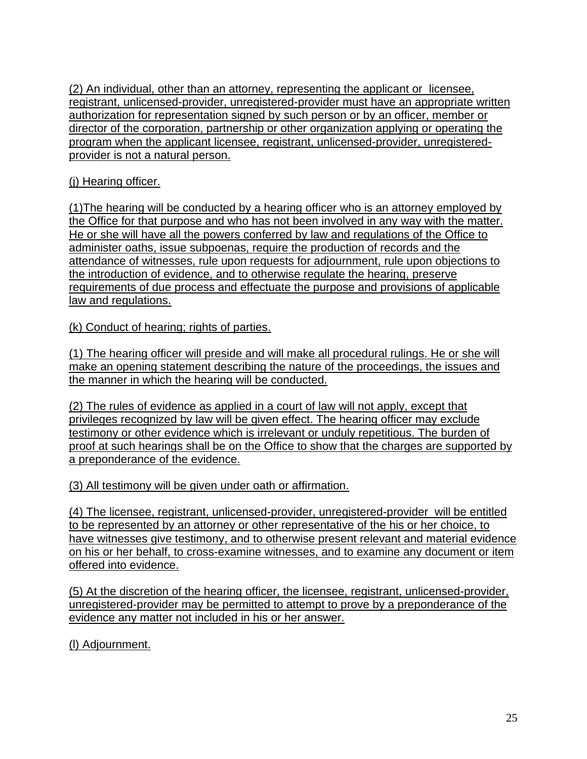(2) An individual, other than an attorney, representing the applicant or licensee, registrant, unlicensed-provider, unregistered-provider must have an appropriate written authorization for representation signed by such person or by an officer, member or director of the corporation, partnership or other organization applying or operating the program when the applicant licensee, registrant, unlicensed-provider, unregistered-provider is not a natural person.

(j) Hearing officer.

(1)The hearing will be conducted by a hearing officer who is an attorney employed by the Office for that purpose and who has not been involved in any way with the matter. He or she will have all the powers conferred by law and regulations of the Office to administer oaths, issue subpoenas, require the production of records and the attendance of witnesses, rule upon requests for adjournment, rule upon objections to the introduction of evidence, and to otherwise regulate the hearing, preserve requirements of due process and effectuate the purpose and provisions of applicable law and regulations.

(k) Conduct of hearing; rights of parties.

(1) The hearing officer will preside and will make all procedural rulings. He or she will make an opening statement describing the nature of the proceedings, the issues and the manner in which the hearing will be conducted.

(2) The rules of evidence as applied in a court of law will not apply, except that privileges recognized by law will be given effect. The hearing officer may exclude testimony or other evidence which is irrelevant or unduly repetitious. The burden of proof at such hearings shall be on the Office to show that the charges are supported by a preponderance of the evidence.

(3) All testimony will be given under oath or affirmation.

(4) The licensee, registrant, unlicensed-provider, unregistered-provider will be entitled to be represented by an attorney or other representative of the his or her choice, to have witnesses give testimony, and to otherwise present relevant and material evidence on his or her behalf, to cross-examine witnesses, and to examine any document or item offered into evidence.

(5) At the discretion of the hearing officer, the licensee, registrant, unlicensed-provider, unregistered-provider may be permitted to attempt to prove by a preponderance of the evidence any matter not included in his or her answer.

(l) Adjournment.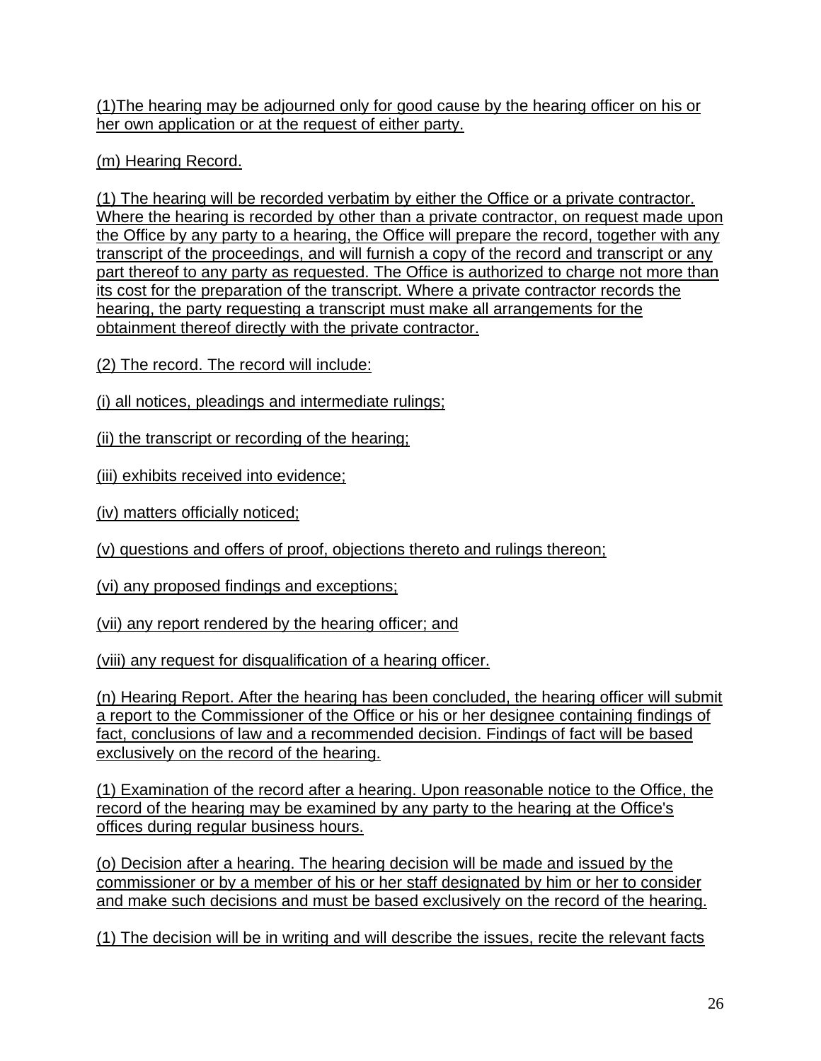(1)The hearing may be adjourned only for good cause by the hearing officer on his or her own application or at the request of either party.

(m) Hearing Record.

(1) The hearing will be recorded verbatim by either the Office or a private contractor. Where the hearing is recorded by other than a private contractor, on request made upon the Office by any party to a hearing, the Office will prepare the record, together with any transcript of the proceedings, and will furnish a copy of the record and transcript or any part thereof to any party as requested. The Office is authorized to charge not more than its cost for the preparation of the transcript. Where a private contractor records the hearing, the party requesting a transcript must make all arrangements for the obtainment thereof directly with the private contractor.

(2) The record. The record will include:

(i) all notices, pleadings and intermediate rulings;

(ii) the transcript or recording of the hearing;

(iii) exhibits received into evidence;

(iv) matters officially noticed;

(v) questions and offers of proof, objections thereto and rulings thereon;

(vi) any proposed findings and exceptions;

(vii) any report rendered by the hearing officer; and

(viii) any request for disqualification of a hearing officer.

(n) Hearing Report. After the hearing has been concluded, the hearing officer will submit a report to the Commissioner of the Office or his or her designee containing findings of fact, conclusions of law and a recommended decision. Findings of fact will be based exclusively on the record of the hearing.

(1) Examination of the record after a hearing. Upon reasonable notice to the Office, the record of the hearing may be examined by any party to the hearing at the Office's offices during regular business hours.

(o) Decision after a hearing. The hearing decision will be made and issued by the commissioner or by a member of his or her staff designated by him or her to consider and make such decisions and must be based exclusively on the record of the hearing.

(1) The decision will be in writing and will describe the issues, recite the relevant facts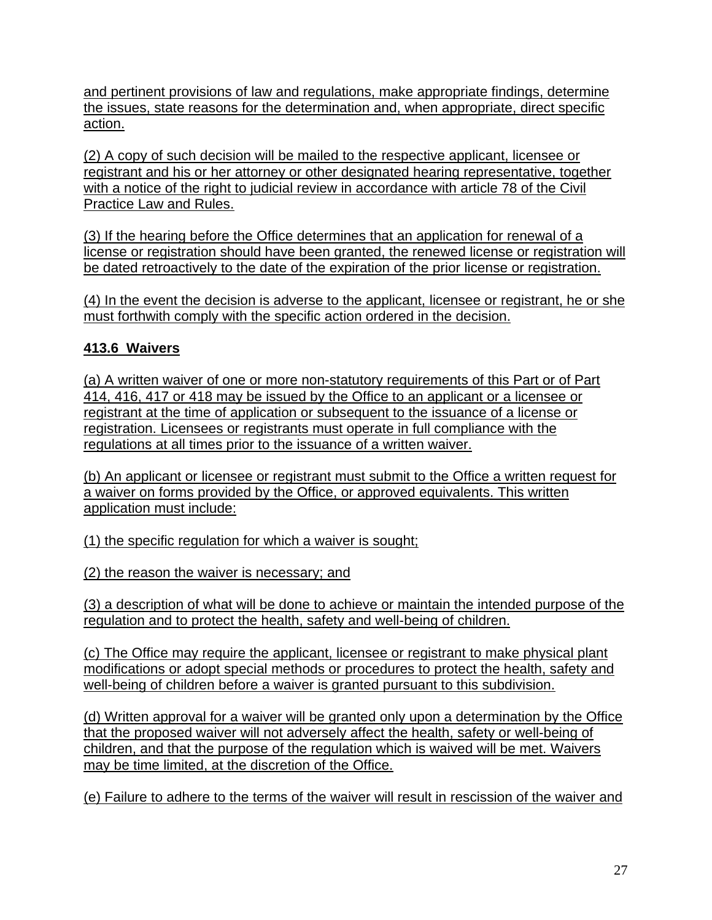and pertinent provisions of law and regulations, make appropriate findings, determine the issues, state reasons for the determination and, when appropriate, direct specific action.

(2) A copy of such decision will be mailed to the respective applicant, licensee or registrant and his or her attorney or other designated hearing representative, together with a notice of the right to judicial review in accordance with article 78 of the Civil Practice Law and Rules.

(3) If the hearing before the Office determines that an application for renewal of a license or registration should have been granted, the renewed license or registration will be dated retroactively to the date of the expiration of the prior license or registration.

(4) In the event the decision is adverse to the applicant, licensee or registrant, he or she must forthwith comply with the specific action ordered in the decision.

**413.6 Waivers**

(a) A written waiver of one or more non-statutory requirements of this Part or of Part 414, 416, 417 or 418 may be issued by the Office to an applicant or a licensee or registrant at the time of application or subsequent to the issuance of a license or registration. Licensees or registrants must operate in full compliance with the regulations at all times prior to the issuance of a written waiver.

(b) An applicant or licensee or registrant must submit to the Office a written request for a waiver on forms provided by the Office, or approved equivalents. This written application must include:

(1) the specific regulation for which a waiver is sought;

(2) the reason the waiver is necessary; and

(3) a description of what will be done to achieve or maintain the intended purpose of the regulation and to protect the health, safety and well-being of children.

(c) The Office may require the applicant, licensee or registrant to make physical plant modifications or adopt special methods or procedures to protect the health, safety and well-being of children before a waiver is granted pursuant to this subdivision.

(d) Written approval for a waiver will be granted only upon a determination by the Office that the proposed waiver will not adversely affect the health, safety or well-being of children, and that the purpose of the regulation which is waived will be met. Waivers may be time limited, at the discretion of the Office.

(e) Failure to adhere to the terms of the waiver will result in rescission of the waiver and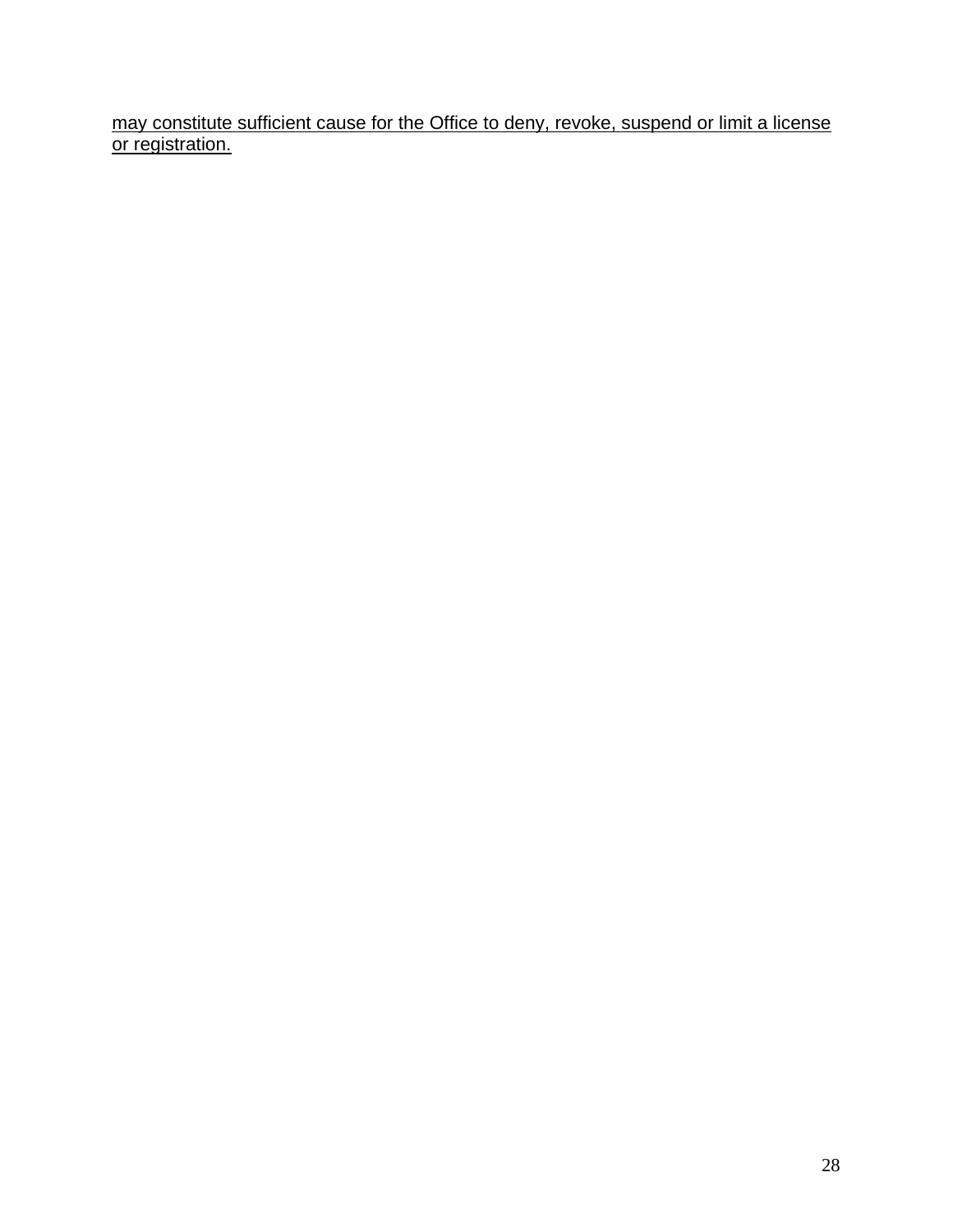<u>may constitute sufficient cause for the Office to deny, revoke, suspend or limit a license or registration.</u>